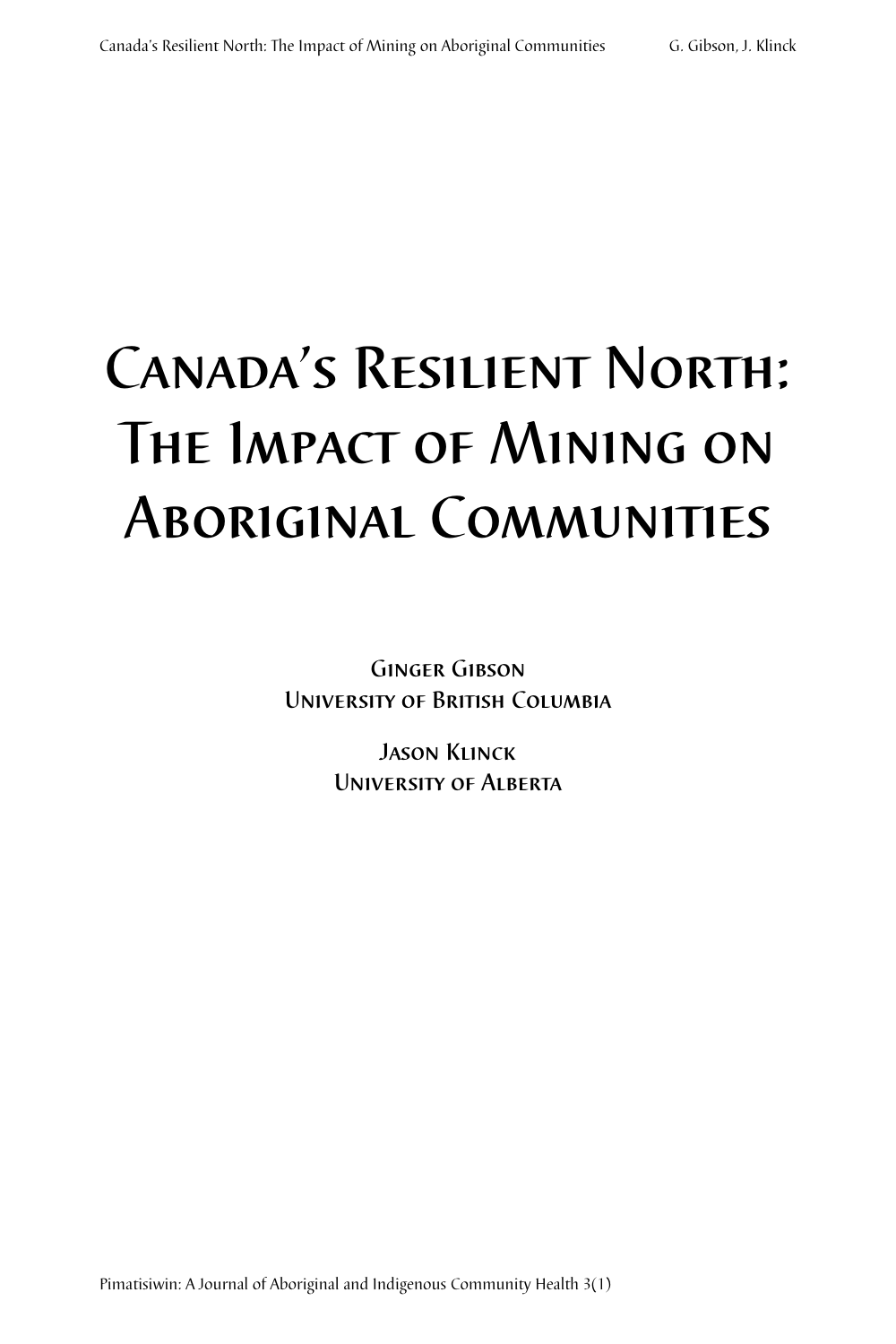# Canada's Resilient North: The Impact of Mining on Aboriginal Communities

Ginger Gibson
University of British Columbia

Jason Klinck
University of Alberta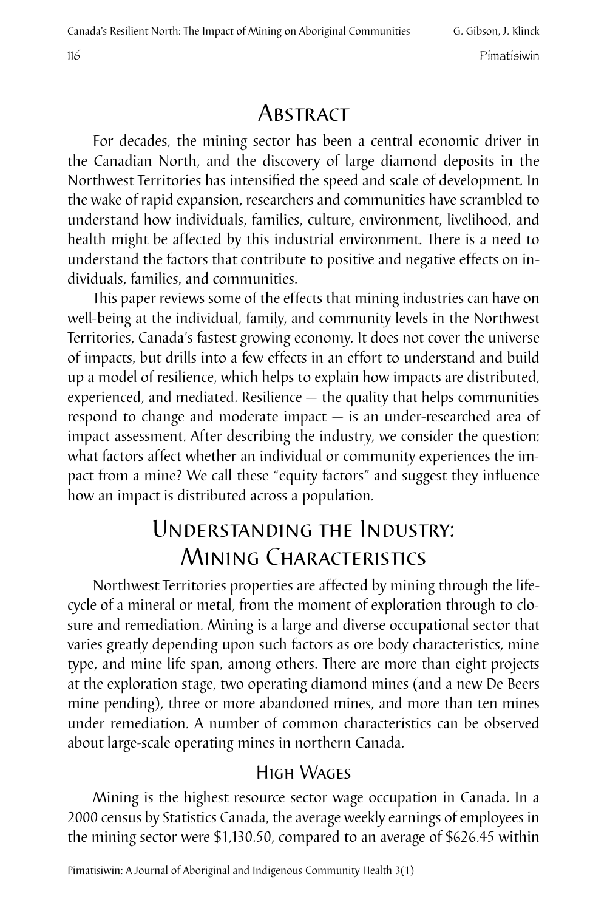## Abstract

For decades, the mining sector has been a central economic driver in the Canadian North, and the discovery of large diamond deposits in the Northwest Territories has intensified the speed and scale of development. In the wake of rapid expansion, researchers and communities have scrambled to understand how individuals, families, culture, environment, livelihood, and health might be affected by this industrial environment. There is a need to understand the factors that contribute to positive and negative effects on individuals, families, and communities.

This paper reviews some of the effects that mining industries can have on well-being at the individual, family, and community levels in the Northwest Territories, Canada's fastest growing economy. It does not cover the universe of impacts, but drills into a few effects in an effort to understand and build up a model of resilience, which helps to explain how impacts are distributed, experienced, and mediated. Resilience — the quality that helps communities respond to change and moderate impact — is an under-researched area of impact assessment. After describing the industry, we consider the question: what factors affect whether an individual or community experiences the impact from a mine? We call these "equity factors" and suggest they influence how an impact is distributed across a population.

## Understanding the Industry: Mining Characteristics

Northwest Territories properties are affected by mining through the life-cycle of a mineral or metal, from the moment of exploration through to closure and remediation. Mining is a large and diverse occupational sector that varies greatly depending upon such factors as ore body characteristics, mine type, and mine life span, among others. There are more than eight projects at the exploration stage, two operating diamond mines (and a new De Beers mine pending), three or more abandoned mines, and more than ten mines under remediation. A number of common characteristics can be observed about large-scale operating mines in northern Canada.

### High Wages

Mining is the highest resource sector wage occupation in Canada. In a 2000 census by Statistics Canada, the average weekly earnings of employees in the mining sector were $1,130.50, compared to an average of $626.45 within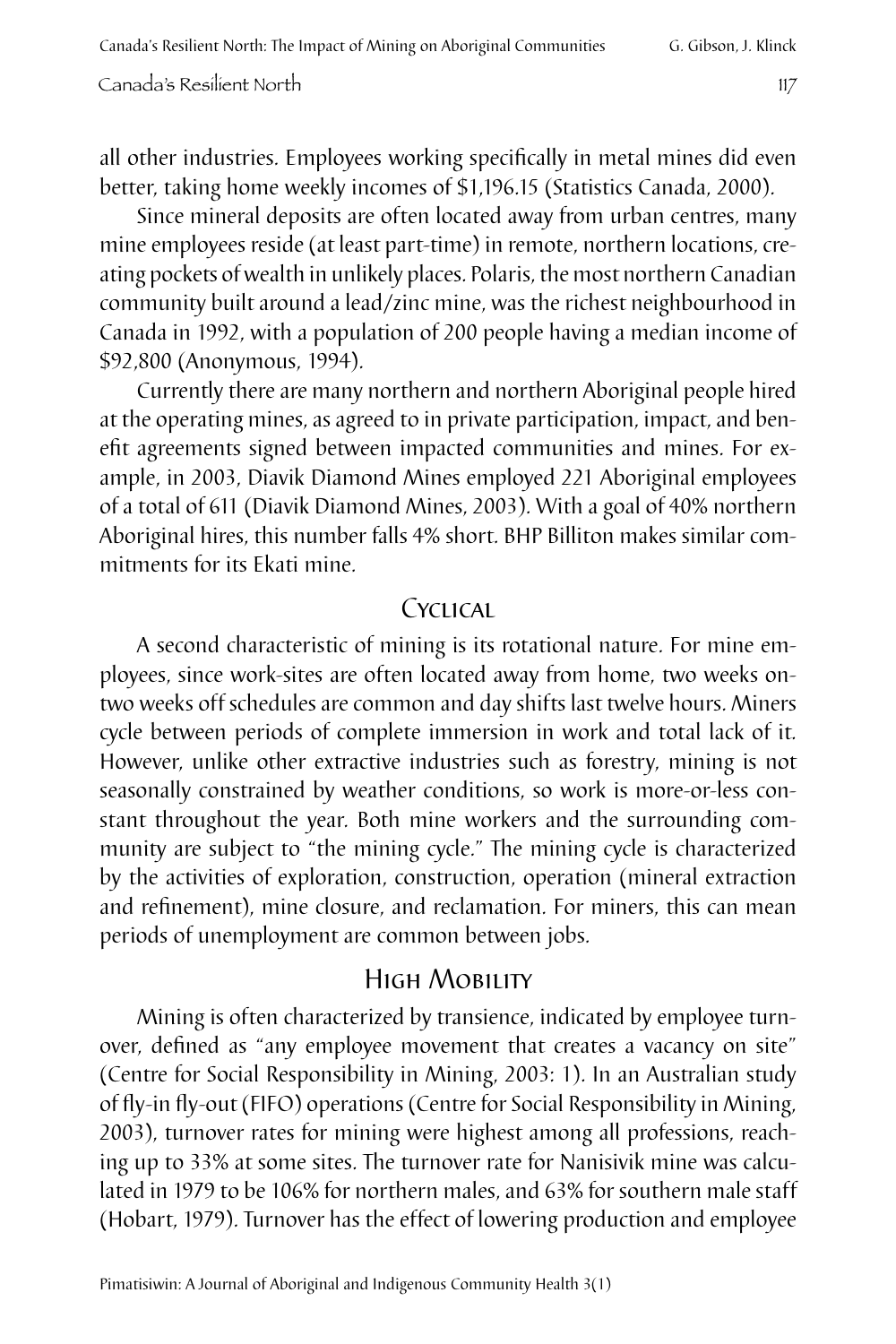all other industries. Employees working specifically in metal mines did even better, taking home weekly incomes of $1,196.15 (Statistics Canada, 2000).

Since mineral deposits are often located away from urban centres, many mine employees reside (at least part-time) in remote, northern locations, creating pockets of wealth in unlikely places. Polaris, the most northern Canadian community built around a lead/zinc mine, was the richest neighbourhood in Canada in 1992, with a population of 200 people having a median income of $92,800 (Anonymous, 1994).

Currently there are many northern and northern Aboriginal people hired at the operating mines, as agreed to in private participation, impact, and benefit agreements signed between impacted communities and mines. For example, in 2003, Diavik Diamond Mines employed 221 Aboriginal employees of a total of 611 (Diavik Diamond Mines, 2003). With a goal of 40% northern Aboriginal hires, this number falls 4% short. BHP Billiton makes similar commitments for its Ekati mine.

## Cyclical

A second characteristic of mining is its rotational nature. For mine employees, since work-sites are often located away from home, two weeks on-two weeks off schedules are common and day shifts last twelve hours. Miners cycle between periods of complete immersion in work and total lack of it. However, unlike other extractive industries such as forestry, mining is not seasonally constrained by weather conditions, so work is more-or-less constant throughout the year. Both mine workers and the surrounding community are subject to "the mining cycle." The mining cycle is characterized by the activities of exploration, construction, operation (mineral extraction and refinement), mine closure, and reclamation. For miners, this can mean periods of unemployment are common between jobs.

## High Mobility

Mining is often characterized by transience, indicated by employee turnover, defined as "any employee movement that creates a vacancy on site" (Centre for Social Responsibility in Mining, 2003: 1). In an Australian study of fly-in fly-out (FIFO) operations (Centre for Social Responsibility in Mining, 2003), turnover rates for mining were highest among all professions, reaching up to 33% at some sites. The turnover rate for Nanisivik mine was calculated in 1979 to be 106% for northern males, and 63% for southern male staff (Hobart, 1979). Turnover has the effect of lowering production and employee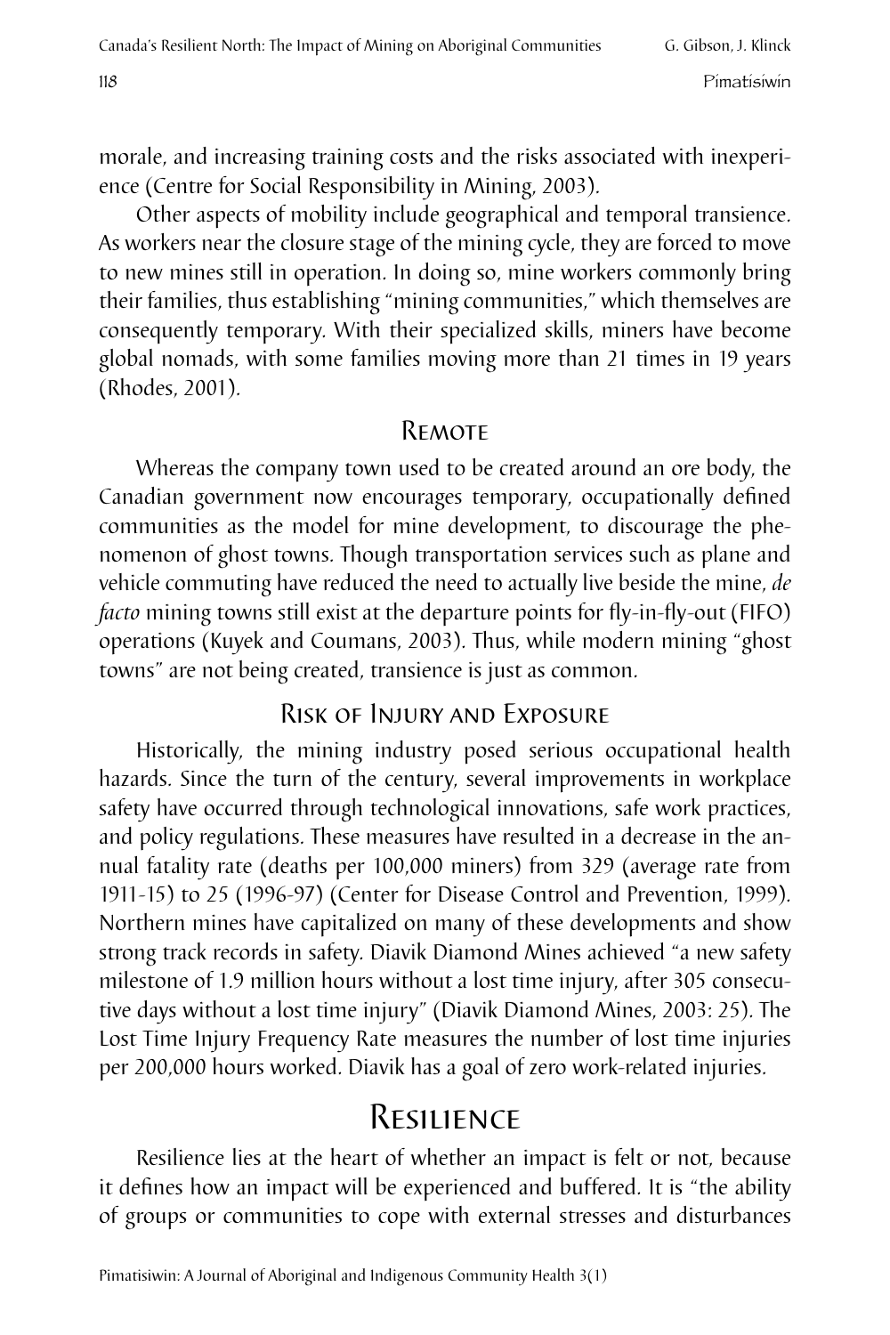morale, and increasing training costs and the risks associated with inexperience (Centre for Social Responsibility in Mining, 2003).

Other aspects of mobility include geographical and temporal transience. As workers near the closure stage of the mining cycle, they are forced to move to new mines still in operation. In doing so, mine workers commonly bring their families, thus establishing "mining communities," which themselves are consequently temporary. With their specialized skills, miners have become global nomads, with some families moving more than 21 times in 19 years (Rhodes, 2001).

### Remote

Whereas the company town used to be created around an ore body, the Canadian government now encourages temporary, occupationally defined communities as the model for mine development, to discourage the phenomenon of ghost towns. Though transportation services such as plane and vehicle commuting have reduced the need to actually live beside the mine, *de facto* mining towns still exist at the departure points for fly-in-fly-out (FIFO) operations (Kuyek and Coumans, 2003). Thus, while modern mining "ghost towns" are not being created, transience is just as common.

### Risk of Injury and Exposure

Historically, the mining industry posed serious occupational health hazards. Since the turn of the century, several improvements in workplace safety have occurred through technological innovations, safe work practices, and policy regulations. These measures have resulted in a decrease in the annual fatality rate (deaths per 100,000 miners) from 329 (average rate from 1911-15) to 25 (1996-97) (Center for Disease Control and Prevention, 1999). Northern mines have capitalized on many of these developments and show strong track records in safety. Diavik Diamond Mines achieved "a new safety milestone of 1.9 million hours without a lost time injury, after 305 consecutive days without a lost time injury" (Diavik Diamond Mines, 2003: 25). The Lost Time Injury Frequency Rate measures the number of lost time injuries per 200,000 hours worked. Diavik has a goal of zero work-related injuries.

## Resilience

Resilience lies at the heart of whether an impact is felt or not, because it defines how an impact will be experienced and buffered. It is "the ability of groups or communities to cope with external stresses and disturbances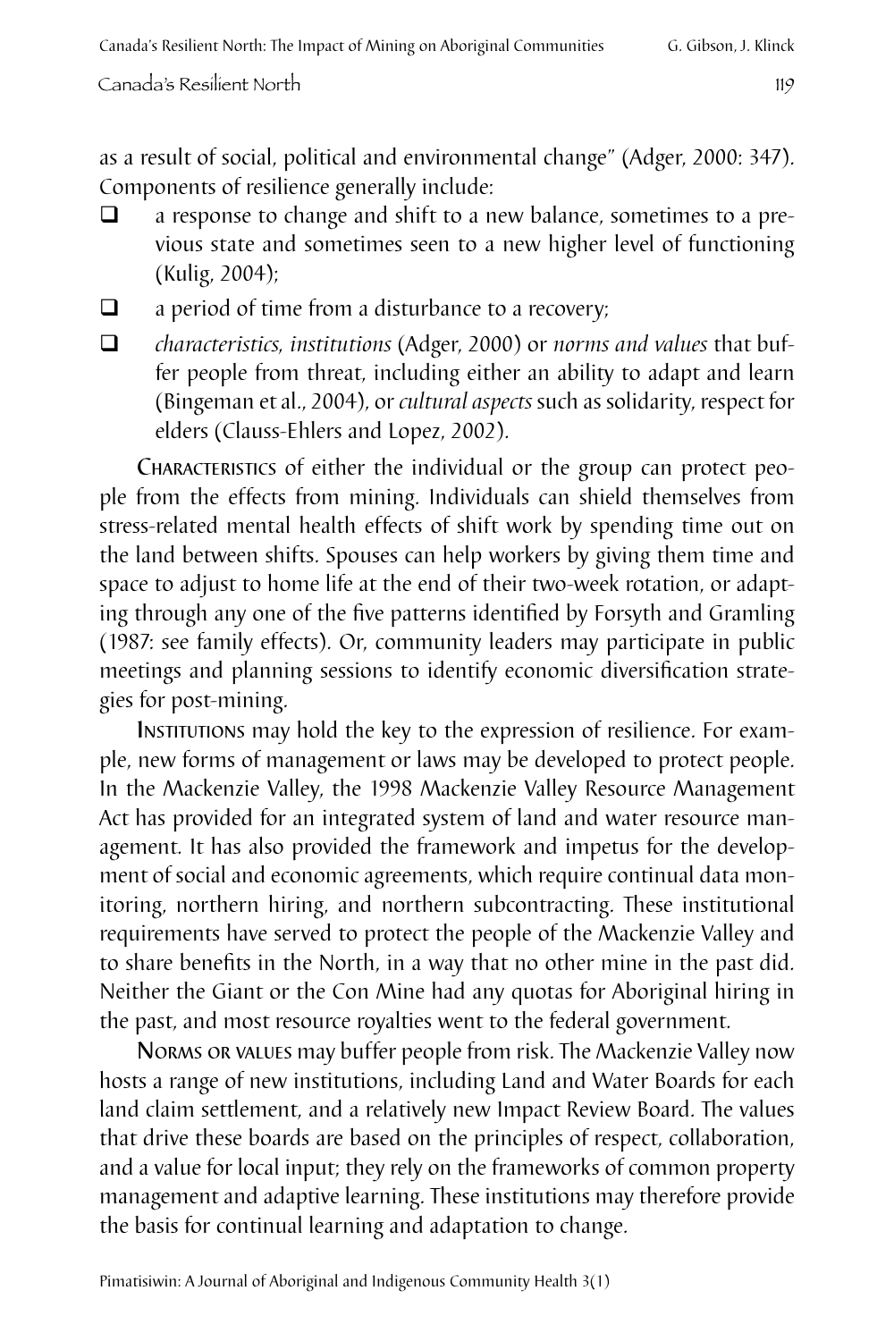as a result of social, political and environmental change" (Adger, 2000: 347). Components of resilience generally include:

- a response to change and shift to a new balance, sometimes to a previous state and sometimes seen to a new higher level of functioning (Kulig, 2004);
- a period of time from a disturbance to a recovery;
- *characteristics, institutions* (Adger, 2000) or *norms and values* that buffer people from threat, including either an ability to adapt and learn (Bingeman et al., 2004), or *cultural aspects* such as solidarity, respect for elders (Clauss-Ehlers and Lopez, 2002).

**Characteristics** of either the individual or the group can protect people from the effects from mining. Individuals can shield themselves from stress-related mental health effects of shift work by spending time out on the land between shifts. Spouses can help workers by giving them time and space to adjust to home life at the end of their two-week rotation, or adapting through any one of the five patterns identified by Forsyth and Gramling (1987: see family effects). Or, community leaders may participate in public meetings and planning sessions to identify economic diversification strategies for post-mining.

**Institutions** may hold the key to the expression of resilience. For example, new forms of management or laws may be developed to protect people. In the Mackenzie Valley, the 1998 Mackenzie Valley Resource Management Act has provided for an integrated system of land and water resource management. It has also provided the framework and impetus for the development of social and economic agreements, which require continual data monitoring, northern hiring, and northern subcontracting. These institutional requirements have served to protect the people of the Mackenzie Valley and to share benefits in the North, in a way that no other mine in the past did. Neither the Giant or the Con Mine had any quotas for Aboriginal hiring in the past, and most resource royalties went to the federal government.

**Norms or values** may buffer people from risk. The Mackenzie Valley now hosts a range of new institutions, including Land and Water Boards for each land claim settlement, and a relatively new Impact Review Board. The values that drive these boards are based on the principles of respect, collaboration, and a value for local input; they rely on the frameworks of common property management and adaptive learning. These institutions may therefore provide the basis for continual learning and adaptation to change.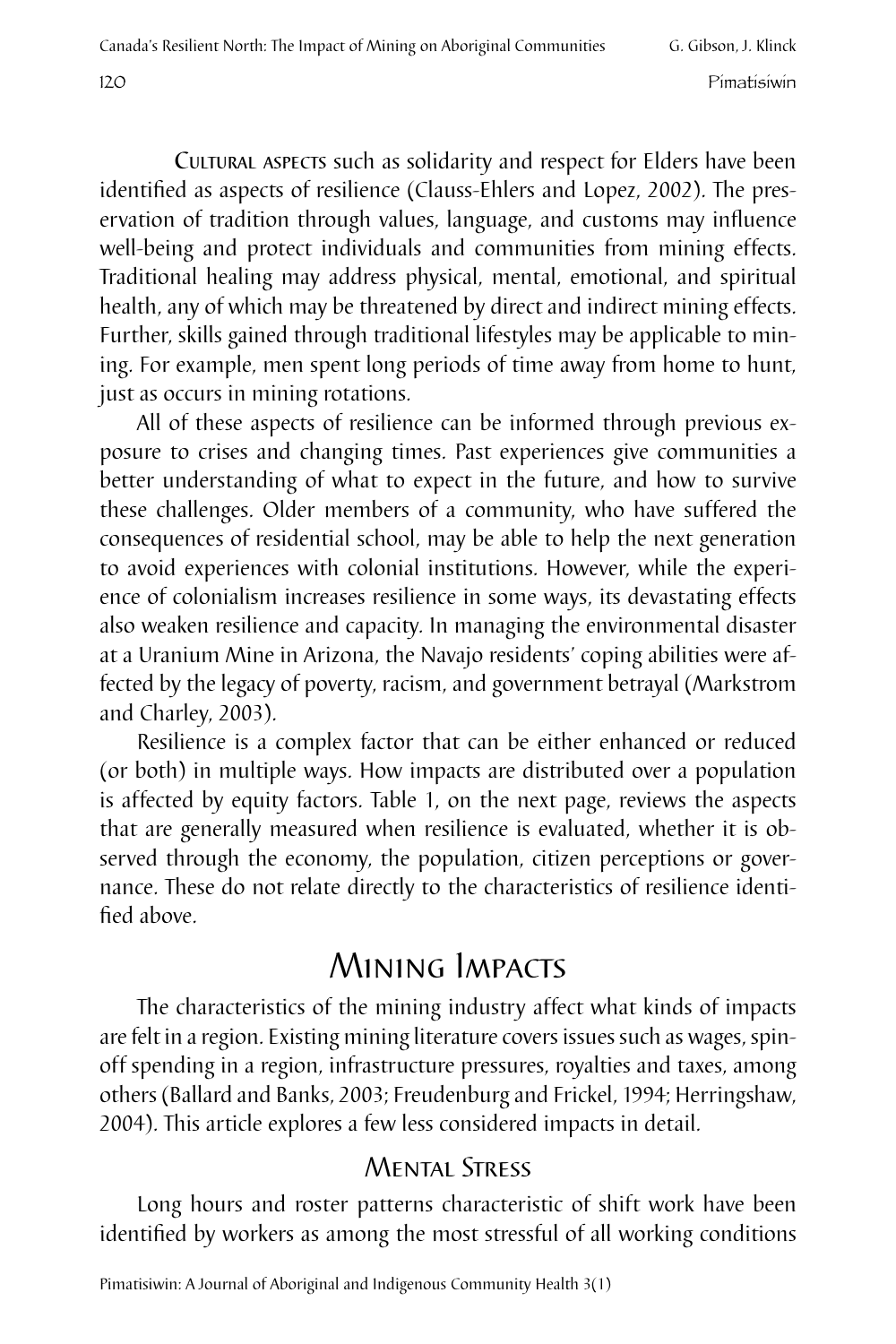Cultural aspects such as solidarity and respect for Elders have been identified as aspects of resilience (Clauss-Ehlers and Lopez, 2002). The preservation of tradition through values, language, and customs may influence well-being and protect individuals and communities from mining effects. Traditional healing may address physical, mental, emotional, and spiritual health, any of which may be threatened by direct and indirect mining effects. Further, skills gained through traditional lifestyles may be applicable to mining. For example, men spent long periods of time away from home to hunt, just as occurs in mining rotations.

All of these aspects of resilience can be informed through previous exposure to crises and changing times. Past experiences give communities a better understanding of what to expect in the future, and how to survive these challenges. Older members of a community, who have suffered the consequences of residential school, may be able to help the next generation to avoid experiences with colonial institutions. However, while the experience of colonialism increases resilience in some ways, its devastating effects also weaken resilience and capacity. In managing the environmental disaster at a Uranium Mine in Arizona, the Navajo residents' coping abilities were affected by the legacy of poverty, racism, and government betrayal (Markstrom and Charley, 2003).

Resilience is a complex factor that can be either enhanced or reduced (or both) in multiple ways. How impacts are distributed over a population is affected by equity factors. Table 1, on the next page, reviews the aspects that are generally measured when resilience is evaluated, whether it is observed through the economy, the population, citizen perceptions or governance. These do not relate directly to the characteristics of resilience identified above.

## Mining Impacts

The characteristics of the mining industry affect what kinds of impacts are felt in a region. Existing mining literature covers issues such as wages, spin-off spending in a region, infrastructure pressures, royalties and taxes, among others (Ballard and Banks, 2003; Freudenburg and Frickel, 1994; Herringshaw, 2004). This article explores a few less considered impacts in detail.

### Mental Stress

Long hours and roster patterns characteristic of shift work have been identified by workers as among the most stressful of all working conditions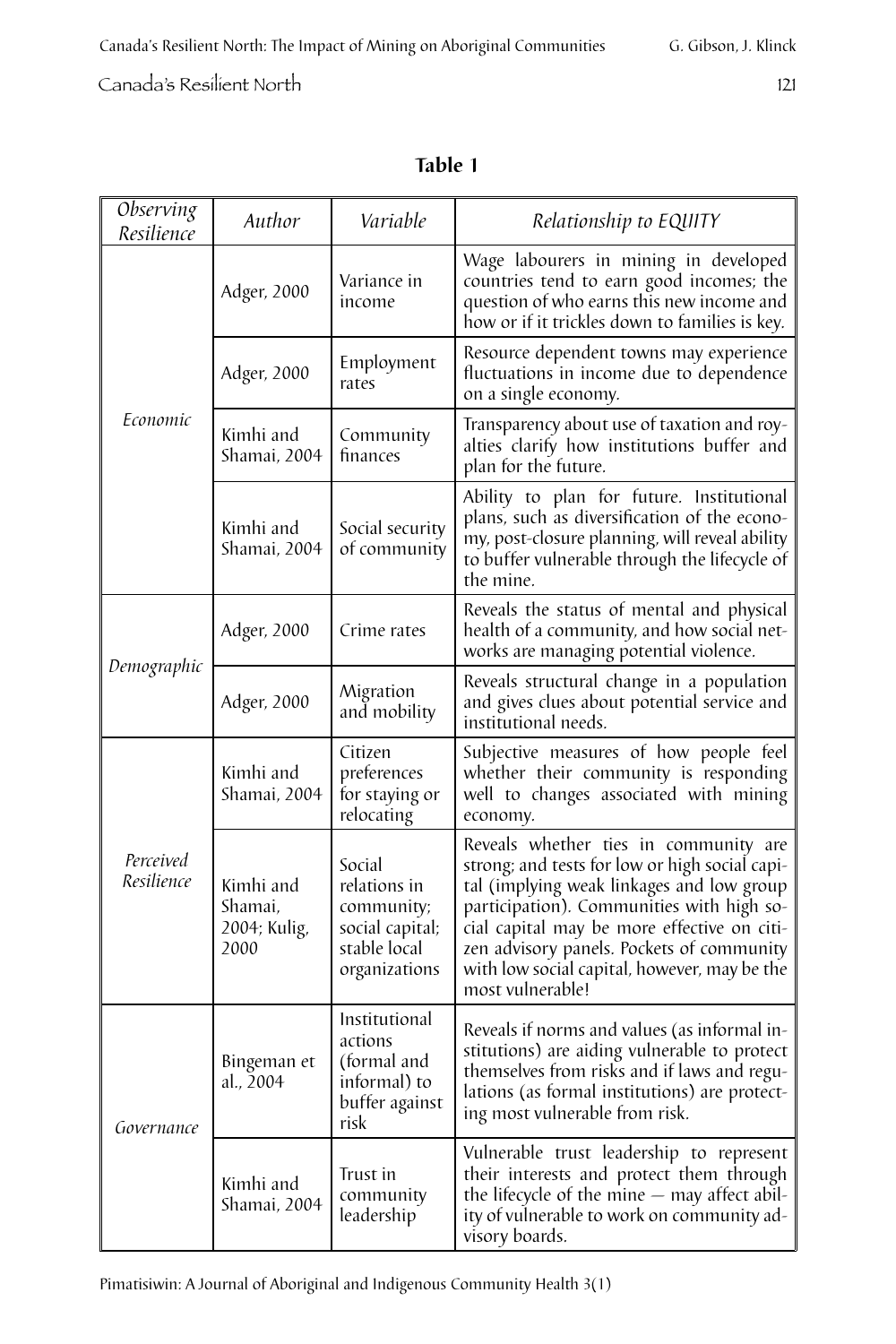**Table 1**

| *Observing Resilience* | *Author* | *Variable* | *Relationship to EQUITY* |
|---|---|---|---|
| *Economic* | Adger, 2000 | Variance in income | Wage labourers in mining in developed countries tend to earn good incomes; the question of who earns this new income and how or if it trickles down to families is key. |
| | Adger, 2000 | Employment rates | Resource dependent towns may experience fluctuations in income due to dependence on a single economy. |
| | Kimhi and Shamai, 2004 | Community finances | Transparency about use of taxation and royalties clarify how institutions buffer and plan for the future. |
| | Kimhi and Shamai, 2004 | Social security of community | Ability to plan for future. Institutional plans, such as diversification of the economy, post-closure planning, will reveal ability to buffer vulnerable through the lifecycle of the mine. |
| *Demographic* | Adger, 2000 | Crime rates | Reveals the status of mental and physical health of a community, and how social networks are managing potential violence. |
| | Adger, 2000 | Migration and mobility | Reveals structural change in a population and gives clues about potential service and institutional needs. |
| *Perceived Resilience* | Kimhi and Shamai, 2004 | Citizen preferences for staying or relocating | Subjective measures of how people feel whether their community is responding well to changes associated with mining economy. |
| | Kimhi and Shamai, 2004; Kulig, 2000 | Social relations in community; social capital; stable local organizations | Reveals whether ties in community are strong; and tests for low or high social capital (implying weak linkages and low group participation). Communities with high social capital may be more effective on citizen advisory panels. Pockets of community with low social capital, however, may be the most vulnerable! |
| *Governance* | Bingeman et al., 2004 | Institutional actions (formal and informal) to buffer against risk | Reveals if norms and values (as informal institutions) are aiding vulnerable to protect themselves from risks and if laws and regulations (as formal institutions) are protecting most vulnerable from risk. |
| | Kimhi and Shamai, 2004 | Trust in community leadership | Vulnerable trust leadership to represent their interests and protect them through the lifecycle of the mine — may affect ability of vulnerable to work on community advisory boards. |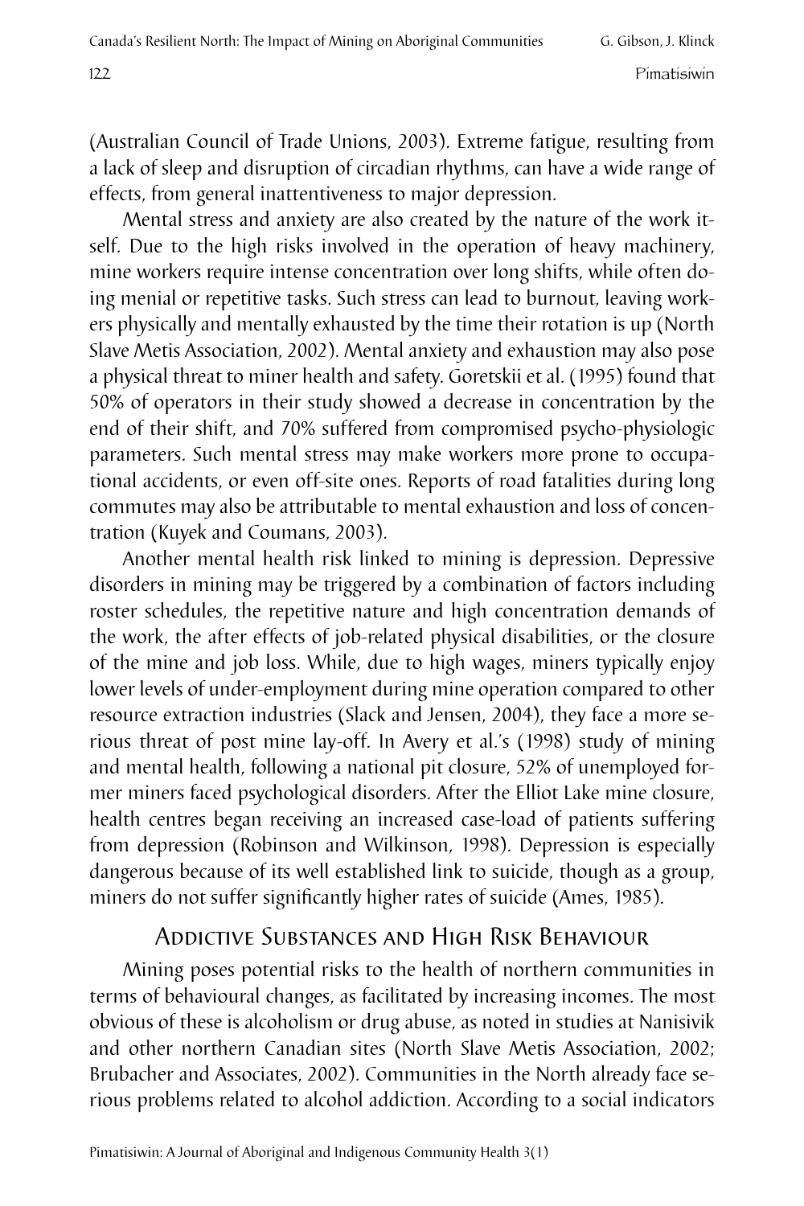(Australian Council of Trade Unions, 2003). Extreme fatigue, resulting from a lack of sleep and disruption of circadian rhythms, can have a wide range of effects, from general inattentiveness to major depression.

Mental stress and anxiety are also created by the nature of the work itself. Due to the high risks involved in the operation of heavy machinery, mine workers require intense concentration over long shifts, while often doing menial or repetitive tasks. Such stress can lead to burnout, leaving workers physically and mentally exhausted by the time their rotation is up (North Slave Metis Association, 2002). Mental anxiety and exhaustion may also pose a physical threat to miner health and safety. Goretskii et al. (1995) found that 50% of operators in their study showed a decrease in concentration by the end of their shift, and 70% suffered from compromised psycho-physiologic parameters. Such mental stress may make workers more prone to occupational accidents, or even off-site ones. Reports of road fatalities during long commutes may also be attributable to mental exhaustion and loss of concentration (Kuyek and Coumans, 2003).

Another mental health risk linked to mining is depression. Depressive disorders in mining may be triggered by a combination of factors including roster schedules, the repetitive nature and high concentration demands of the work, the after effects of job-related physical disabilities, or the closure of the mine and job loss. While, due to high wages, miners typically enjoy lower levels of under-employment during mine operation compared to other resource extraction industries (Slack and Jensen, 2004), they face a more serious threat of post mine lay-off. In Avery et al.'s (1998) study of mining and mental health, following a national pit closure, 52% of unemployed former miners faced psychological disorders. After the Elliot Lake mine closure, health centres began receiving an increased case-load of patients suffering from depression (Robinson and Wilkinson, 1998). Depression is especially dangerous because of its well established link to suicide, though as a group, miners do not suffer significantly higher rates of suicide (Ames, 1985).

## Addictive Substances and High Risk Behaviour

Mining poses potential risks to the health of northern communities in terms of behavioural changes, as facilitated by increasing incomes. The most obvious of these is alcoholism or drug abuse, as noted in studies at Nanisivik and other northern Canadian sites (North Slave Metis Association, 2002; Brubacher and Associates, 2002). Communities in the North already face serious problems related to alcohol addiction. According to a social indicators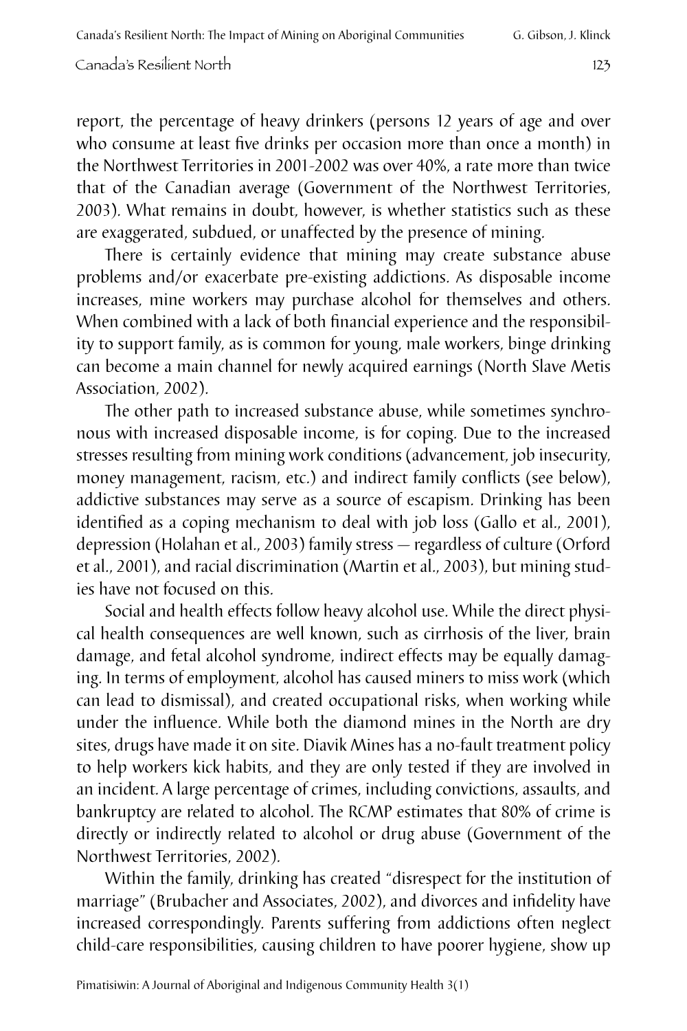report, the percentage of heavy drinkers (persons 12 years of age and over who consume at least five drinks per occasion more than once a month) in the Northwest Territories in 2001-2002 was over 40%, a rate more than twice that of the Canadian average (Government of the Northwest Territories, 2003). What remains in doubt, however, is whether statistics such as these are exaggerated, subdued, or unaffected by the presence of mining.

There is certainly evidence that mining may create substance abuse problems and/or exacerbate pre-existing addictions. As disposable income increases, mine workers may purchase alcohol for themselves and others. When combined with a lack of both financial experience and the responsibility to support family, as is common for young, male workers, binge drinking can become a main channel for newly acquired earnings (North Slave Metis Association, 2002).

The other path to increased substance abuse, while sometimes synchronous with increased disposable income, is for coping. Due to the increased stresses resulting from mining work conditions (advancement, job insecurity, money management, racism, etc.) and indirect family conflicts (see below), addictive substances may serve as a source of escapism. Drinking has been identified as a coping mechanism to deal with job loss (Gallo et al., 2001), depression (Holahan et al., 2003) family stress — regardless of culture (Orford et al., 2001), and racial discrimination (Martin et al., 2003), but mining studies have not focused on this.

Social and health effects follow heavy alcohol use. While the direct physical health consequences are well known, such as cirrhosis of the liver, brain damage, and fetal alcohol syndrome, indirect effects may be equally damaging. In terms of employment, alcohol has caused miners to miss work (which can lead to dismissal), and created occupational risks, when working while under the influence. While both the diamond mines in the North are dry sites, drugs have made it on site. Diavik Mines has a no-fault treatment policy to help workers kick habits, and they are only tested if they are involved in an incident. A large percentage of crimes, including convictions, assaults, and bankruptcy are related to alcohol. The RCMP estimates that 80% of crime is directly or indirectly related to alcohol or drug abuse (Government of the Northwest Territories, 2002).

Within the family, drinking has created "disrespect for the institution of marriage" (Brubacher and Associates, 2002), and divorces and infidelity have increased correspondingly. Parents suffering from addictions often neglect child-care responsibilities, causing children to have poorer hygiene, show up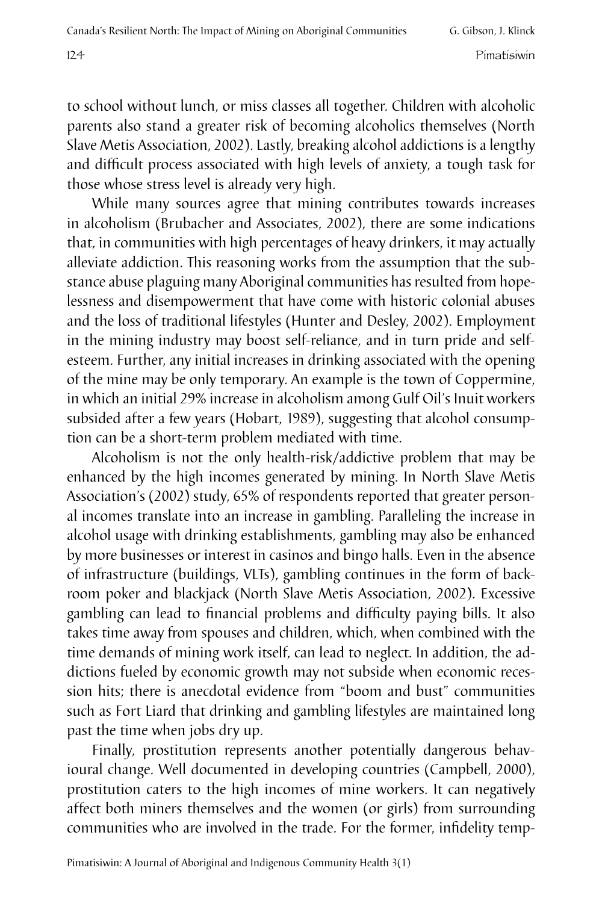to school without lunch, or miss classes all together. Children with alcoholic parents also stand a greater risk of becoming alcoholics themselves (North Slave Metis Association, 2002). Lastly, breaking alcohol addictions is a lengthy and difficult process associated with high levels of anxiety, a tough task for those whose stress level is already very high.

While many sources agree that mining contributes towards increases in alcoholism (Brubacher and Associates, 2002), there are some indications that, in communities with high percentages of heavy drinkers, it may actually alleviate addiction. This reasoning works from the assumption that the substance abuse plaguing many Aboriginal communities has resulted from hopelessness and disempowerment that have come with historic colonial abuses and the loss of traditional lifestyles (Hunter and Desley, 2002). Employment in the mining industry may boost self-reliance, and in turn pride and self-esteem. Further, any initial increases in drinking associated with the opening of the mine may be only temporary. An example is the town of Coppermine, in which an initial 29% increase in alcoholism among Gulf Oil's Inuit workers subsided after a few years (Hobart, 1989), suggesting that alcohol consumption can be a short-term problem mediated with time.

Alcoholism is not the only health-risk/addictive problem that may be enhanced by the high incomes generated by mining. In North Slave Metis Association's (2002) study, 65% of respondents reported that greater personal incomes translate into an increase in gambling. Paralleling the increase in alcohol usage with drinking establishments, gambling may also be enhanced by more businesses or interest in casinos and bingo halls. Even in the absence of infrastructure (buildings, VLTs), gambling continues in the form of backroom poker and blackjack (North Slave Metis Association, 2002). Excessive gambling can lead to financial problems and difficulty paying bills. It also takes time away from spouses and children, which, when combined with the time demands of mining work itself, can lead to neglect. In addition, the addictions fueled by economic growth may not subside when economic recession hits; there is anecdotal evidence from "boom and bust" communities such as Fort Liard that drinking and gambling lifestyles are maintained long past the time when jobs dry up.

Finally, prostitution represents another potentially dangerous behavioural change. Well documented in developing countries (Campbell, 2000), prostitution caters to the high incomes of mine workers. It can negatively affect both miners themselves and the women (or girls) from surrounding communities who are involved in the trade. For the former, infidelity temp-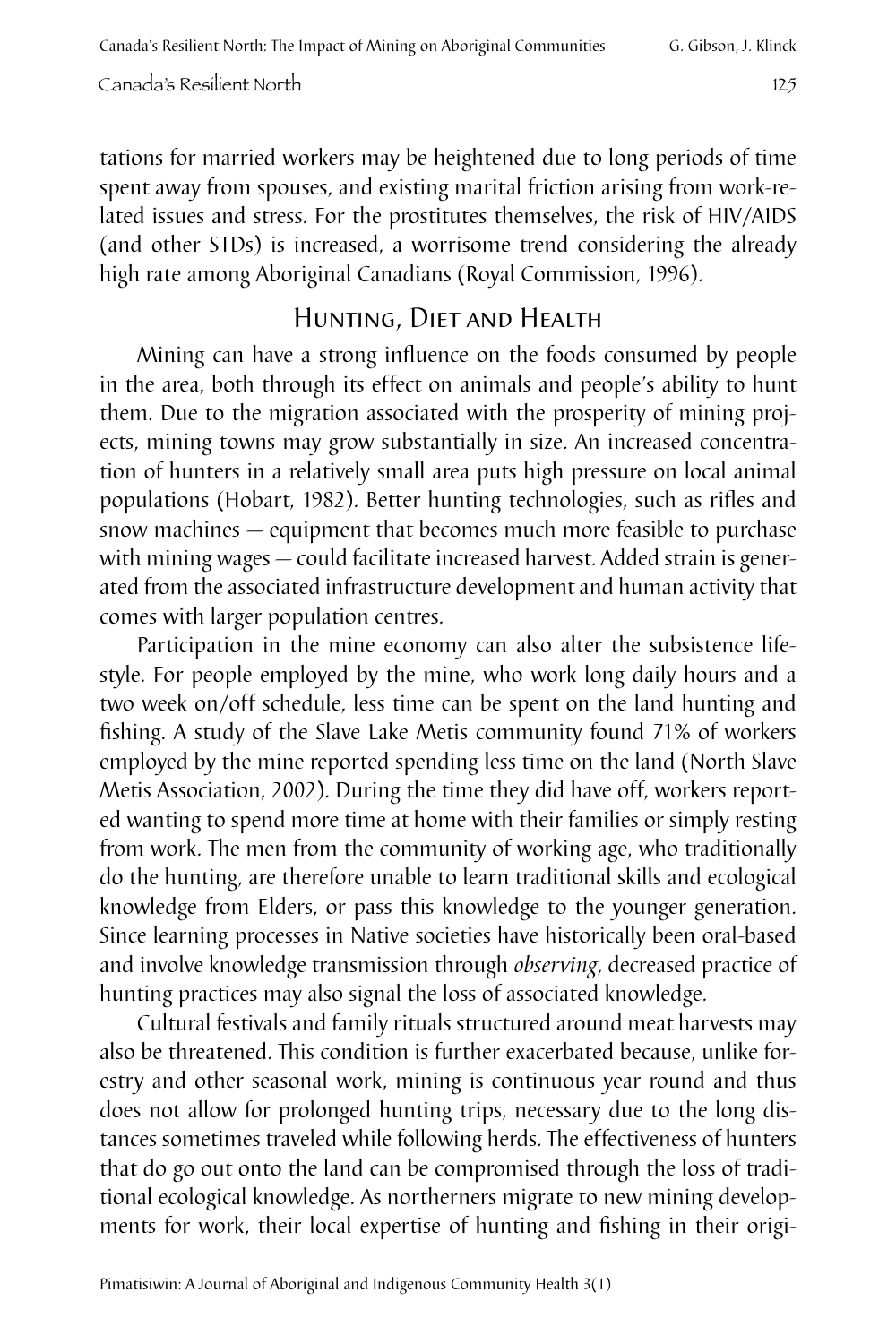tations for married workers may be heightened due to long periods of time spent away from spouses, and existing marital friction arising from work-related issues and stress. For the prostitutes themselves, the risk of HIV/AIDS (and other STDs) is increased, a worrisome trend considering the already high rate among Aboriginal Canadians (Royal Commission, 1996).

## Hunting, Diet and Health

Mining can have a strong influence on the foods consumed by people in the area, both through its effect on animals and people's ability to hunt them. Due to the migration associated with the prosperity of mining projects, mining towns may grow substantially in size. An increased concentration of hunters in a relatively small area puts high pressure on local animal populations (Hobart, 1982). Better hunting technologies, such as rifles and snow machines — equipment that becomes much more feasible to purchase with mining wages — could facilitate increased harvest. Added strain is generated from the associated infrastructure development and human activity that comes with larger population centres.

Participation in the mine economy can also alter the subsistence lifestyle. For people employed by the mine, who work long daily hours and a two week on/off schedule, less time can be spent on the land hunting and fishing. A study of the Slave Lake Metis community found 71% of workers employed by the mine reported spending less time on the land (North Slave Metis Association, 2002). During the time they did have off, workers reported wanting to spend more time at home with their families or simply resting from work. The men from the community of working age, who traditionally do the hunting, are therefore unable to learn traditional skills and ecological knowledge from Elders, or pass this knowledge to the younger generation. Since learning processes in Native societies have historically been oral-based and involve knowledge transmission through *observing*, decreased practice of hunting practices may also signal the loss of associated knowledge.

Cultural festivals and family rituals structured around meat harvests may also be threatened. This condition is further exacerbated because, unlike forestry and other seasonal work, mining is continuous year round and thus does not allow for prolonged hunting trips, necessary due to the long distances sometimes traveled while following herds. The effectiveness of hunters that do go out onto the land can be compromised through the loss of traditional ecological knowledge. As northerners migrate to new mining developments for work, their local expertise of hunting and fishing in their origi-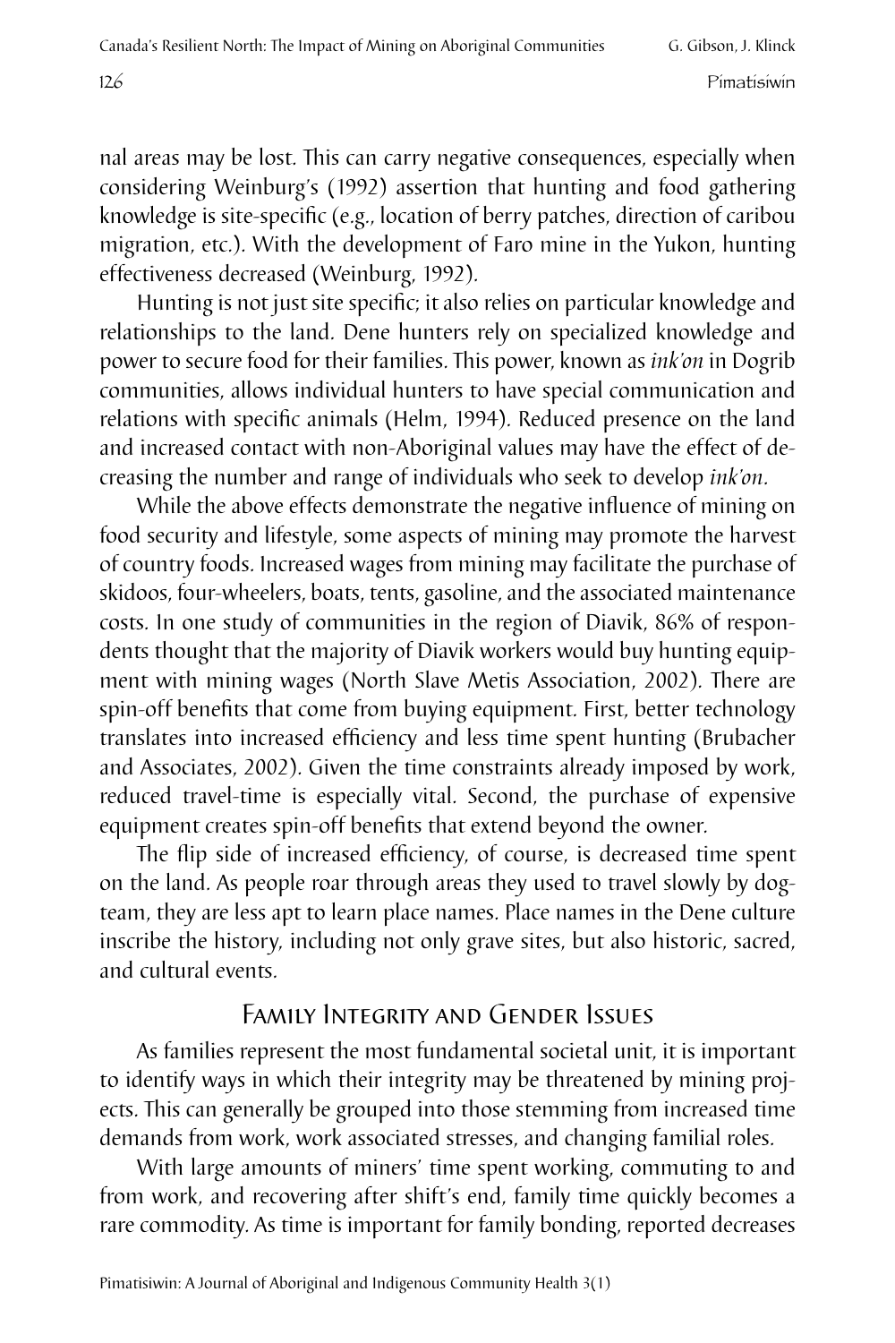nal areas may be lost. This can carry negative consequences, especially when considering Weinburg's (1992) assertion that hunting and food gathering knowledge is site-specific (e.g., location of berry patches, direction of caribou migration, etc.). With the development of Faro mine in the Yukon, hunting effectiveness decreased (Weinburg, 1992).

Hunting is not just site specific; it also relies on particular knowledge and relationships to the land. Dene hunters rely on specialized knowledge and power to secure food for their families. This power, known as *ink'on* in Dogrib communities, allows individual hunters to have special communication and relations with specific animals (Helm, 1994). Reduced presence on the land and increased contact with non-Aboriginal values may have the effect of decreasing the number and range of individuals who seek to develop *ink'on*.

While the above effects demonstrate the negative influence of mining on food security and lifestyle, some aspects of mining may promote the harvest of country foods. Increased wages from mining may facilitate the purchase of skidoos, four-wheelers, boats, tents, gasoline, and the associated maintenance costs. In one study of communities in the region of Diavik, 86% of respondents thought that the majority of Diavik workers would buy hunting equipment with mining wages (North Slave Metis Association, 2002). There are spin-off benefits that come from buying equipment. First, better technology translates into increased efficiency and less time spent hunting (Brubacher and Associates, 2002). Given the time constraints already imposed by work, reduced travel-time is especially vital. Second, the purchase of expensive equipment creates spin-off benefits that extend beyond the owner.

The flip side of increased efficiency, of course, is decreased time spent on the land. As people roar through areas they used to travel slowly by dog-team, they are less apt to learn place names. Place names in the Dene culture inscribe the history, including not only grave sites, but also historic, sacred, and cultural events.

## Family Integrity and Gender Issues

As families represent the most fundamental societal unit, it is important to identify ways in which their integrity may be threatened by mining projects. This can generally be grouped into those stemming from increased time demands from work, work associated stresses, and changing familial roles.

With large amounts of miners' time spent working, commuting to and from work, and recovering after shift's end, family time quickly becomes a rare commodity. As time is important for family bonding, reported decreases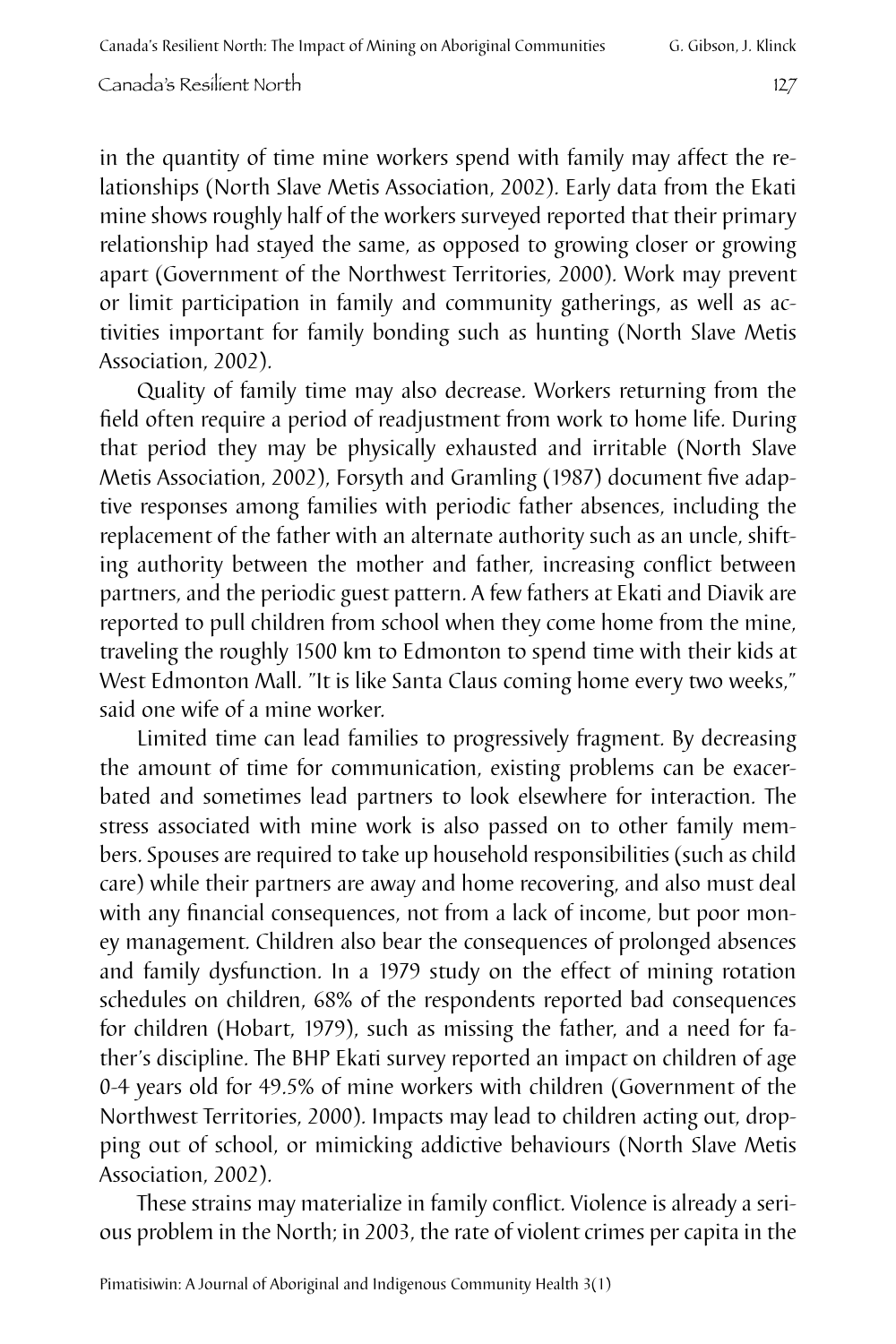in the quantity of time mine workers spend with family may affect the relationships (North Slave Metis Association, 2002). Early data from the Ekati mine shows roughly half of the workers surveyed reported that their primary relationship had stayed the same, as opposed to growing closer or growing apart (Government of the Northwest Territories, 2000). Work may prevent or limit participation in family and community gatherings, as well as activities important for family bonding such as hunting (North Slave Metis Association, 2002).

Quality of family time may also decrease. Workers returning from the field often require a period of readjustment from work to home life. During that period they may be physically exhausted and irritable (North Slave Metis Association, 2002), Forsyth and Gramling (1987) document five adaptive responses among families with periodic father absences, including the replacement of the father with an alternate authority such as an uncle, shifting authority between the mother and father, increasing conflict between partners, and the periodic guest pattern. A few fathers at Ekati and Diavik are reported to pull children from school when they come home from the mine, traveling the roughly 1500 km to Edmonton to spend time with their kids at West Edmonton Mall. "It is like Santa Claus coming home every two weeks," said one wife of a mine worker.

Limited time can lead families to progressively fragment. By decreasing the amount of time for communication, existing problems can be exacerbated and sometimes lead partners to look elsewhere for interaction. The stress associated with mine work is also passed on to other family members. Spouses are required to take up household responsibilities (such as child care) while their partners are away and home recovering, and also must deal with any financial consequences, not from a lack of income, but poor money management. Children also bear the consequences of prolonged absences and family dysfunction. In a 1979 study on the effect of mining rotation schedules on children, 68% of the respondents reported bad consequences for children (Hobart, 1979), such as missing the father, and a need for father's discipline. The BHP Ekati survey reported an impact on children of age 0-4 years old for 49.5% of mine workers with children (Government of the Northwest Territories, 2000). Impacts may lead to children acting out, dropping out of school, or mimicking addictive behaviours (North Slave Metis Association, 2002).

These strains may materialize in family conflict. Violence is already a serious problem in the North; in 2003, the rate of violent crimes per capita in the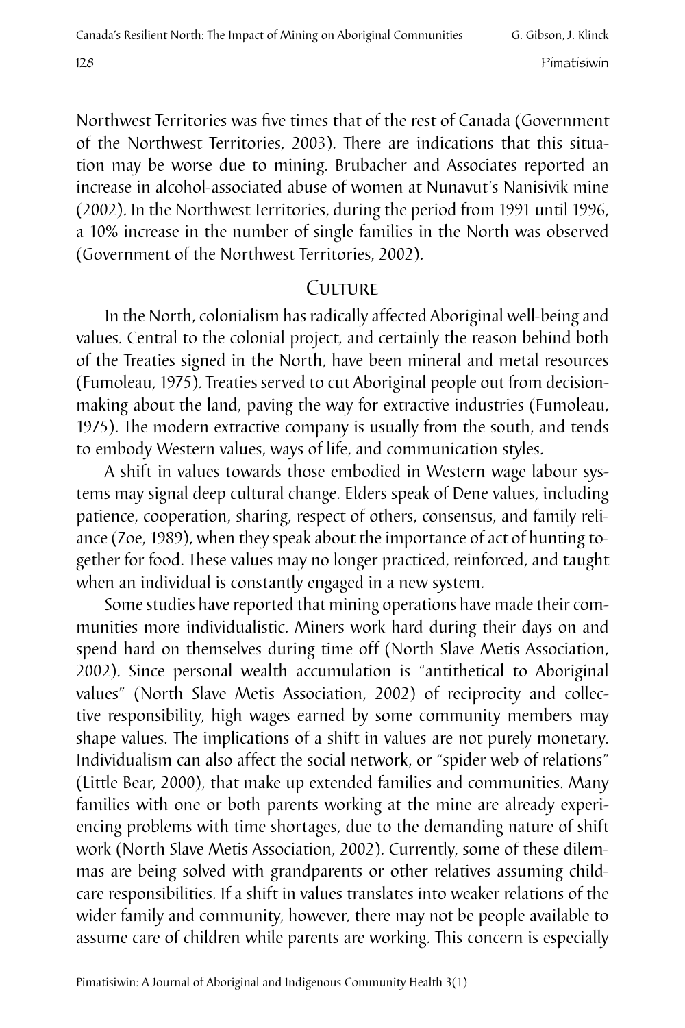Northwest Territories was five times that of the rest of Canada (Government of the Northwest Territories, 2003). There are indications that this situation may be worse due to mining. Brubacher and Associates reported an increase in alcohol-associated abuse of women at Nunavut's Nanisivik mine (2002). In the Northwest Territories, during the period from 1991 until 1996, a 10% increase in the number of single families in the North was observed (Government of the Northwest Territories, 2002).

## Culture

In the North, colonialism has radically affected Aboriginal well-being and values. Central to the colonial project, and certainly the reason behind both of the Treaties signed in the North, have been mineral and metal resources (Fumoleau, 1975). Treaties served to cut Aboriginal people out from decision-making about the land, paving the way for extractive industries (Fumoleau, 1975). The modern extractive company is usually from the south, and tends to embody Western values, ways of life, and communication styles.

A shift in values towards those embodied in Western wage labour systems may signal deep cultural change. Elders speak of Dene values, including patience, cooperation, sharing, respect of others, consensus, and family reliance (Zoe, 1989), when they speak about the importance of act of hunting together for food. These values may no longer practiced, reinforced, and taught when an individual is constantly engaged in a new system.

Some studies have reported that mining operations have made their communities more individualistic. Miners work hard during their days on and spend hard on themselves during time off (North Slave Metis Association, 2002). Since personal wealth accumulation is "antithetical to Aboriginal values" (North Slave Metis Association, 2002) of reciprocity and collective responsibility, high wages earned by some community members may shape values. The implications of a shift in values are not purely monetary. Individualism can also affect the social network, or "spider web of relations" (Little Bear, 2000), that make up extended families and communities. Many families with one or both parents working at the mine are already experiencing problems with time shortages, due to the demanding nature of shift work (North Slave Metis Association, 2002). Currently, some of these dilemmas are being solved with grandparents or other relatives assuming childcare responsibilities. If a shift in values translates into weaker relations of the wider family and community, however, there may not be people available to assume care of children while parents are working. This concern is especially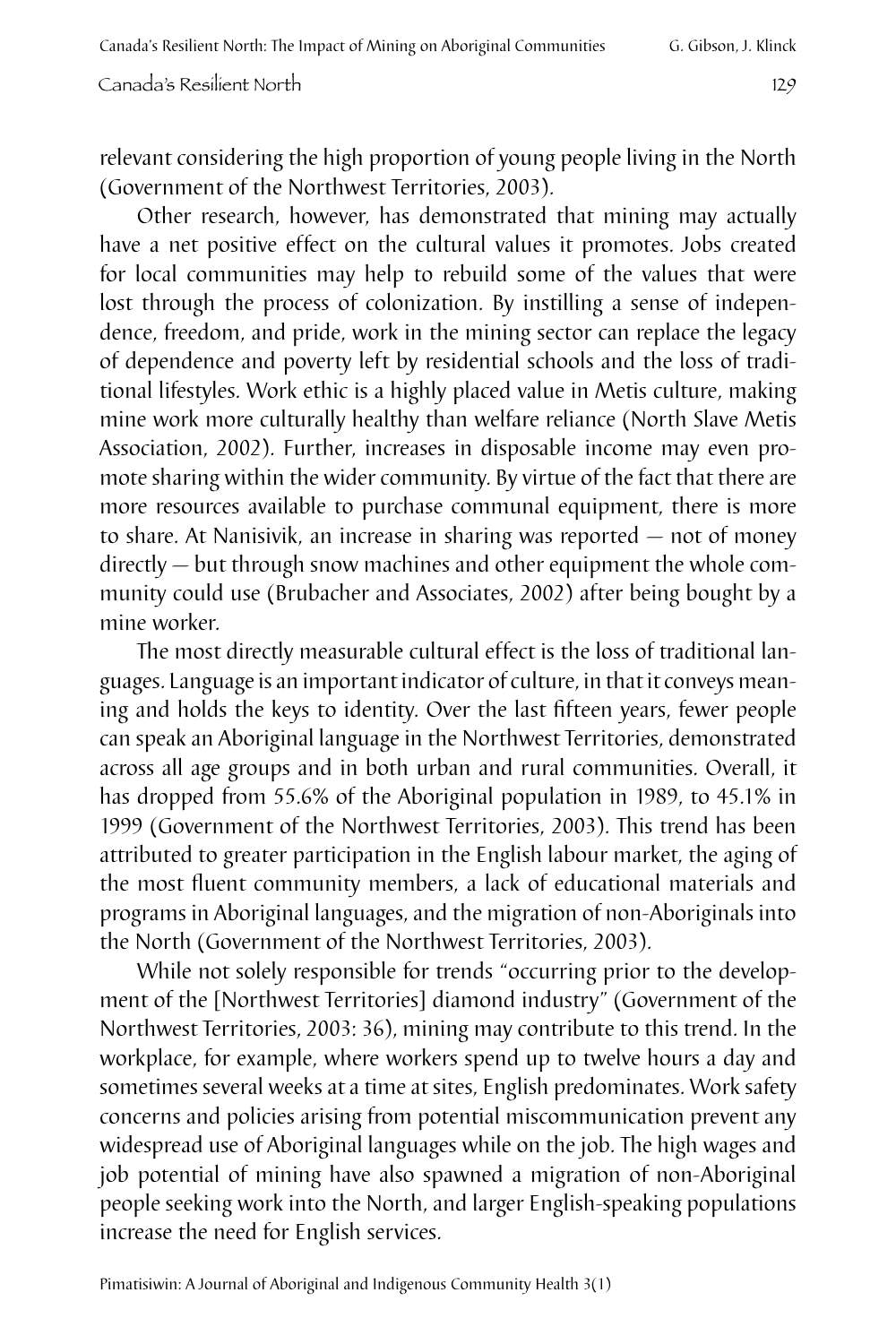relevant considering the high proportion of young people living in the North (Government of the Northwest Territories, 2003).

Other research, however, has demonstrated that mining may actually have a net positive effect on the cultural values it promotes. Jobs created for local communities may help to rebuild some of the values that were lost through the process of colonization. By instilling a sense of independence, freedom, and pride, work in the mining sector can replace the legacy of dependence and poverty left by residential schools and the loss of traditional lifestyles. Work ethic is a highly placed value in Metis culture, making mine work more culturally healthy than welfare reliance (North Slave Metis Association, 2002). Further, increases in disposable income may even promote sharing within the wider community. By virtue of the fact that there are more resources available to purchase communal equipment, there is more to share. At Nanisivik, an increase in sharing was reported — not of money directly — but through snow machines and other equipment the whole community could use (Brubacher and Associates, 2002) after being bought by a mine worker.

The most directly measurable cultural effect is the loss of traditional languages. Language is an important indicator of culture, in that it conveys meaning and holds the keys to identity. Over the last fifteen years, fewer people can speak an Aboriginal language in the Northwest Territories, demonstrated across all age groups and in both urban and rural communities. Overall, it has dropped from 55.6% of the Aboriginal population in 1989, to 45.1% in 1999 (Government of the Northwest Territories, 2003). This trend has been attributed to greater participation in the English labour market, the aging of the most fluent community members, a lack of educational materials and programs in Aboriginal languages, and the migration of non-Aboriginals into the North (Government of the Northwest Territories, 2003).

While not solely responsible for trends "occurring prior to the development of the [Northwest Territories] diamond industry" (Government of the Northwest Territories, 2003: 36), mining may contribute to this trend. In the workplace, for example, where workers spend up to twelve hours a day and sometimes several weeks at a time at sites, English predominates. Work safety concerns and policies arising from potential miscommunication prevent any widespread use of Aboriginal languages while on the job. The high wages and job potential of mining have also spawned a migration of non-Aboriginal people seeking work into the North, and larger English-speaking populations increase the need for English services.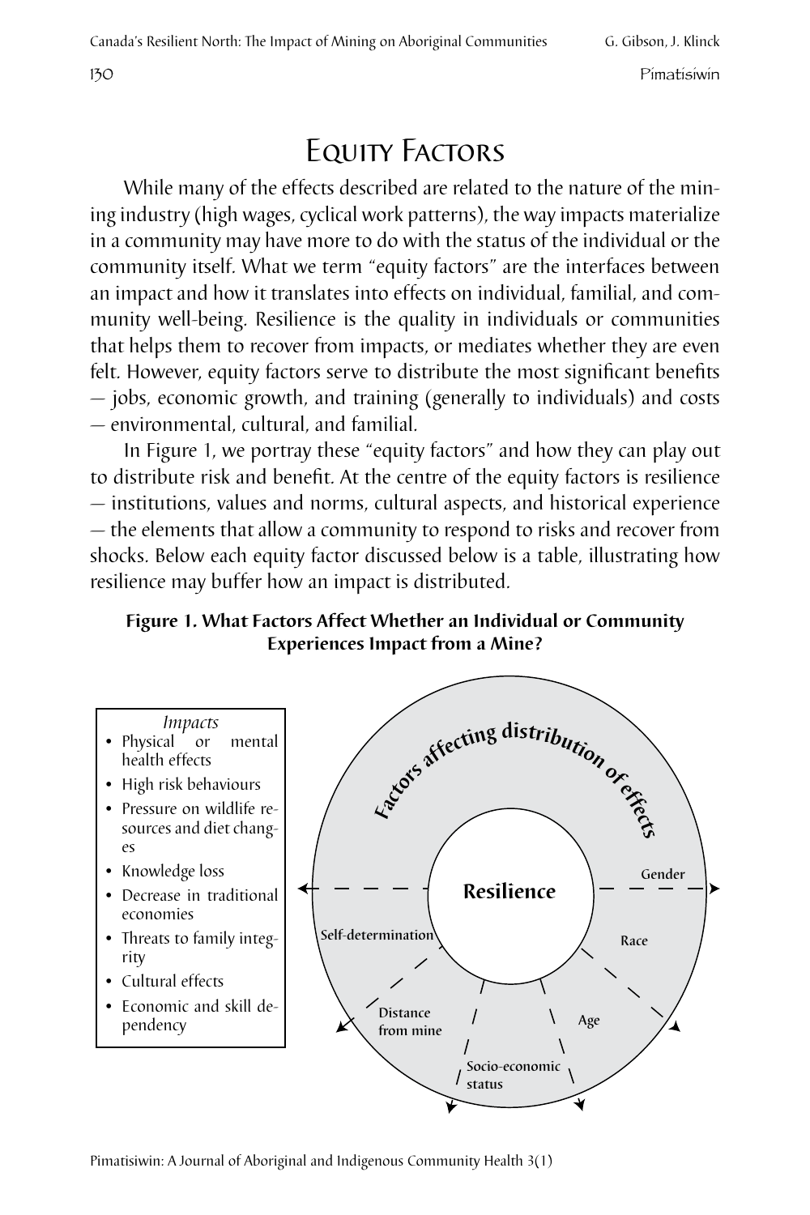# Equity Factors

While many of the effects described are related to the nature of the mining industry (high wages, cyclical work patterns), the way impacts materialize in a community may have more to do with the status of the individual or the community itself. What we term "equity factors" are the interfaces between an impact and how it translates into effects on individual, familial, and community well-being. Resilience is the quality in individuals or communities that helps them to recover from impacts, or mediates whether they are even felt. However, equity factors serve to distribute the most significant benefits — jobs, economic growth, and training (generally to individuals) and costs — environmental, cultural, and familial.

In Figure 1, we portray these "equity factors" and how they can play out to distribute risk and benefit. At the centre of the equity factors is resilience — institutions, values and norms, cultural aspects, and historical experience — the elements that allow a community to respond to risks and recover from shocks. Below each equity factor discussed below is a table, illustrating how resilience may buffer how an impact is distributed.

**Figure 1. What Factors Affect Whether an Individual or Community Experiences Impact from a Mine?**

*Impacts*

- Physical or mental health effects
- High risk behaviours
- Pressure on wildlife resources and diet changes
- Knowledge loss
- Decrease in traditional economies
- Threats to family integrity
- Cultural effects
- Economic and skill dependency

Factors affecting distribution of effects

Resilience

Gender

Race

Age

Socio-economic status

Distance from mine

Self-determination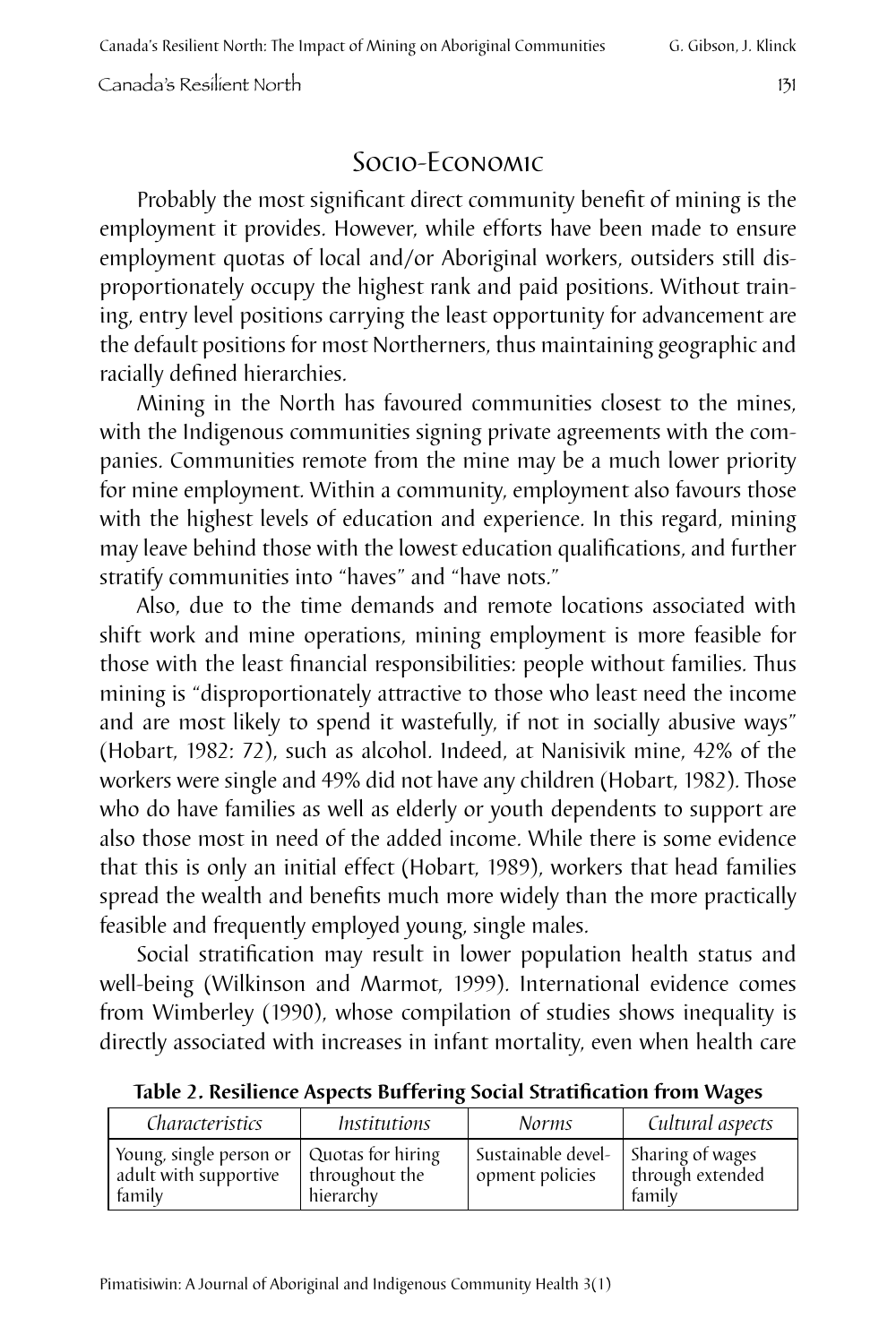## Socio-Economic

Probably the most significant direct community benefit of mining is the employment it provides. However, while efforts have been made to ensure employment quotas of local and/or Aboriginal workers, outsiders still disproportionately occupy the highest rank and paid positions. Without training, entry level positions carrying the least opportunity for advancement are the default positions for most Northerners, thus maintaining geographic and racially defined hierarchies.

Mining in the North has favoured communities closest to the mines, with the Indigenous communities signing private agreements with the companies. Communities remote from the mine may be a much lower priority for mine employment. Within a community, employment also favours those with the highest levels of education and experience. In this regard, mining may leave behind those with the lowest education qualifications, and further stratify communities into "haves" and "have nots."

Also, due to the time demands and remote locations associated with shift work and mine operations, mining employment is more feasible for those with the least financial responsibilities: people without families. Thus mining is "disproportionately attractive to those who least need the income and are most likely to spend it wastefully, if not in socially abusive ways" (Hobart, 1982: 72), such as alcohol. Indeed, at Nanisivik mine, 42% of the workers were single and 49% did not have any children (Hobart, 1982). Those who do have families as well as elderly or youth dependents to support are also those most in need of the added income. While there is some evidence that this is only an initial effect (Hobart, 1989), workers that head families spread the wealth and benefits much more widely than the more practically feasible and frequently employed young, single males.

Social stratification may result in lower population health status and well-being (Wilkinson and Marmot, 1999). International evidence comes from Wimberley (1990), whose compilation of studies shows inequality is directly associated with increases in infant mortality, even when health care

**Table 2. Resilience Aspects Buffering Social Stratification from Wages**

| *Characteristics* | *Institutions* | *Norms* | *Cultural aspects* |
|---|---|---|---|
| Young, single person or adult with supportive family | Quotas for hiring throughout the hierarchy | Sustainable development policies | Sharing of wages through extended family |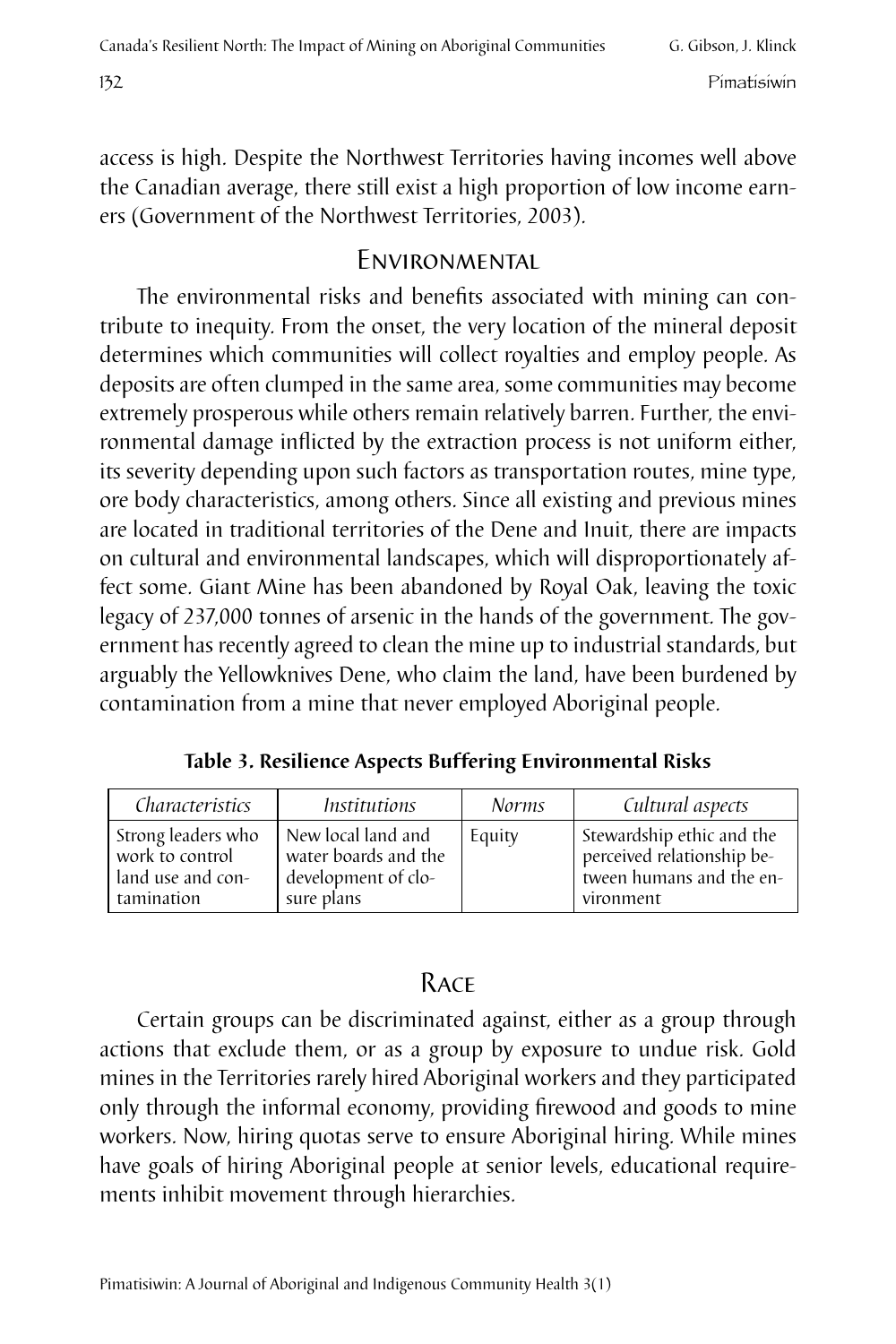access is high. Despite the Northwest Territories having incomes well above the Canadian average, there still exist a high proportion of low income earners (Government of the Northwest Territories, 2003).

## Environmental

The environmental risks and benefits associated with mining can contribute to inequity. From the onset, the very location of the mineral deposit determines which communities will collect royalties and employ people. As deposits are often clumped in the same area, some communities may become extremely prosperous while others remain relatively barren. Further, the environmental damage inflicted by the extraction process is not uniform either, its severity depending upon such factors as transportation routes, mine type, ore body characteristics, among others. Since all existing and previous mines are located in traditional territories of the Dene and Inuit, there are impacts on cultural and environmental landscapes, which will disproportionately affect some. Giant Mine has been abandoned by Royal Oak, leaving the toxic legacy of 237,000 tonnes of arsenic in the hands of the government. The government has recently agreed to clean the mine up to industrial standards, but arguably the Yellowknives Dene, who claim the land, have been burdened by contamination from a mine that never employed Aboriginal people.

**Table 3. Resilience Aspects Buffering Environmental Risks**

| *Characteristics* | *Institutions* | *Norms* | *Cultural aspects* |
|---|---|---|---|
| Strong leaders who work to control land use and contamination | New local land and water boards and the development of closure plans | Equity | Stewardship ethic and the perceived relationship between humans and the environment |

## Race

Certain groups can be discriminated against, either as a group through actions that exclude them, or as a group by exposure to undue risk. Gold mines in the Territories rarely hired Aboriginal workers and they participated only through the informal economy, providing firewood and goods to mine workers. Now, hiring quotas serve to ensure Aboriginal hiring. While mines have goals of hiring Aboriginal people at senior levels, educational requirements inhibit movement through hierarchies.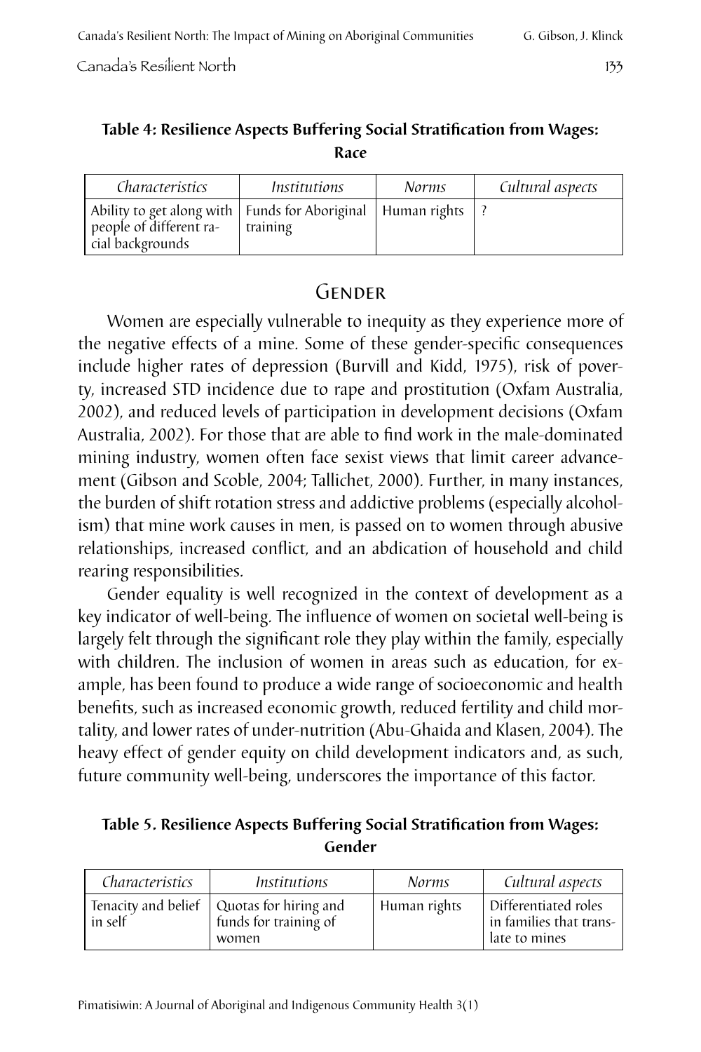**Table 4: Resilience Aspects Buffering Social Stratification from Wages: Race**

| *Characteristics* | *Institutions* | *Norms* | *Cultural aspects* |
| --- | --- | --- | --- |
| Ability to get along with people of different racial backgrounds | Funds for Aboriginal training | Human rights | ? |

## Gender

Women are especially vulnerable to inequity as they experience more of the negative effects of a mine. Some of these gender-specific consequences include higher rates of depression (Burvill and Kidd, 1975), risk of poverty, increased STD incidence due to rape and prostitution (Oxfam Australia, 2002), and reduced levels of participation in development decisions (Oxfam Australia, 2002). For those that are able to find work in the male-dominated mining industry, women often face sexist views that limit career advancement (Gibson and Scoble, 2004; Tallichet, 2000). Further, in many instances, the burden of shift rotation stress and addictive problems (especially alcoholism) that mine work causes in men, is passed on to women through abusive relationships, increased conflict, and an abdication of household and child rearing responsibilities.

Gender equality is well recognized in the context of development as a key indicator of well-being. The influence of women on societal well-being is largely felt through the significant role they play within the family, especially with children. The inclusion of women in areas such as education, for example, has been found to produce a wide range of socioeconomic and health benefits, such as increased economic growth, reduced fertility and child mortality, and lower rates of under-nutrition (Abu-Ghaida and Klasen, 2004). The heavy effect of gender equity on child development indicators and, as such, future community well-being, underscores the importance of this factor.

**Table 5. Resilience Aspects Buffering Social Stratification from Wages: Gender**

| *Characteristics* | *Institutions* | *Norms* | *Cultural aspects* |
| --- | --- | --- | --- |
| Tenacity and belief in self | Quotas for hiring and funds for training of women | Human rights | Differentiated roles in families that translate to mines |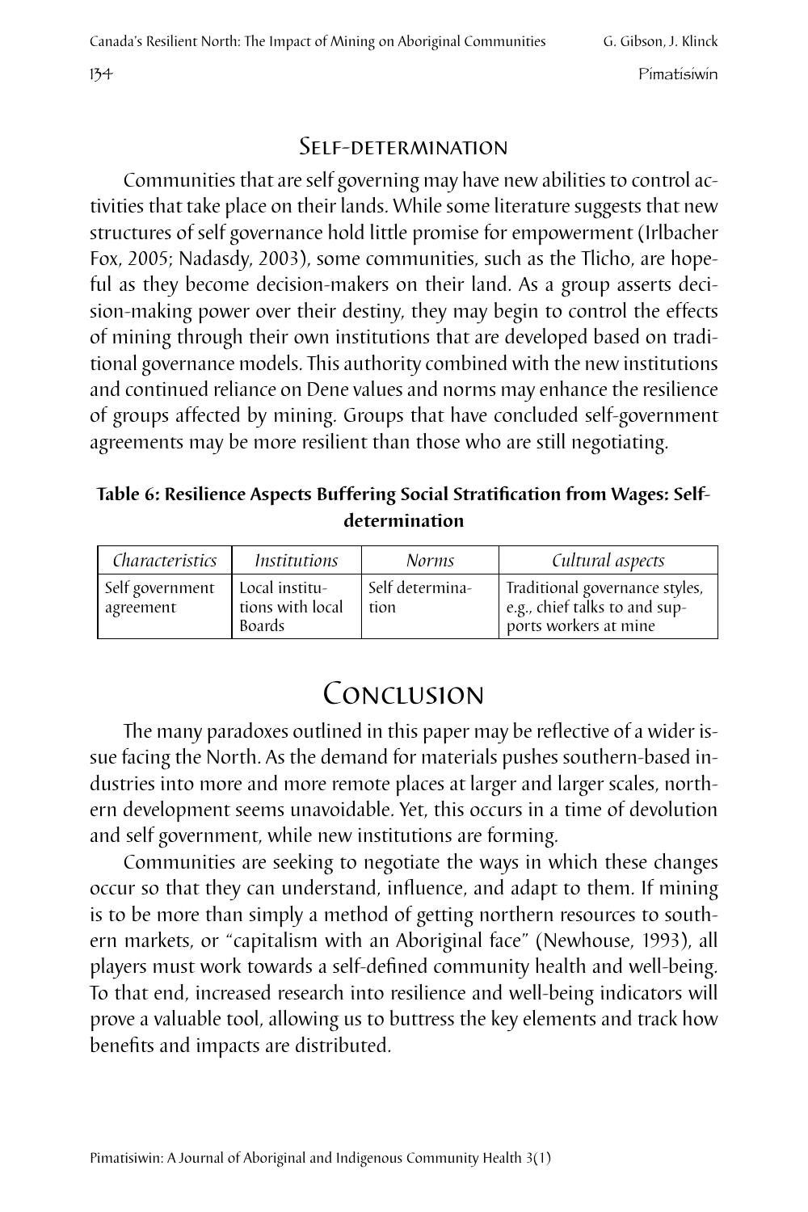## Self-determination

Communities that are self governing may have new abilities to control activities that take place on their lands. While some literature suggests that new structures of self governance hold little promise for empowerment (Irlbacher Fox, 2005; Nadasdy, 2003), some communities, such as the Tlicho, are hopeful as they become decision-makers on their land. As a group asserts decision-making power over their destiny, they may begin to control the effects of mining through their own institutions that are developed based on traditional governance models. This authority combined with the new institutions and continued reliance on Dene values and norms may enhance the resilience of groups affected by mining. Groups that have concluded self-government agreements may be more resilient than those who are still negotiating.

**Table 6: Resilience Aspects Buffering Social Stratification from Wages: Self-determination**

| *Characteristics* | *Institutions* | *Norms* | *Cultural aspects* |
|---|---|---|---|
| Self government agreement | Local institutions with local Boards | Self determination | Traditional governance styles, e.g., chief talks to and supports workers at mine |

# Conclusion

The many paradoxes outlined in this paper may be reflective of a wider issue facing the North. As the demand for materials pushes southern-based industries into more and more remote places at larger and larger scales, northern development seems unavoidable. Yet, this occurs in a time of devolution and self government, while new institutions are forming.

Communities are seeking to negotiate the ways in which these changes occur so that they can understand, influence, and adapt to them. If mining is to be more than simply a method of getting northern resources to southern markets, or "capitalism with an Aboriginal face" (Newhouse, 1993), all players must work towards a self-defined community health and well-being. To that end, increased research into resilience and well-being indicators will prove a valuable tool, allowing us to buttress the key elements and track how benefits and impacts are distributed.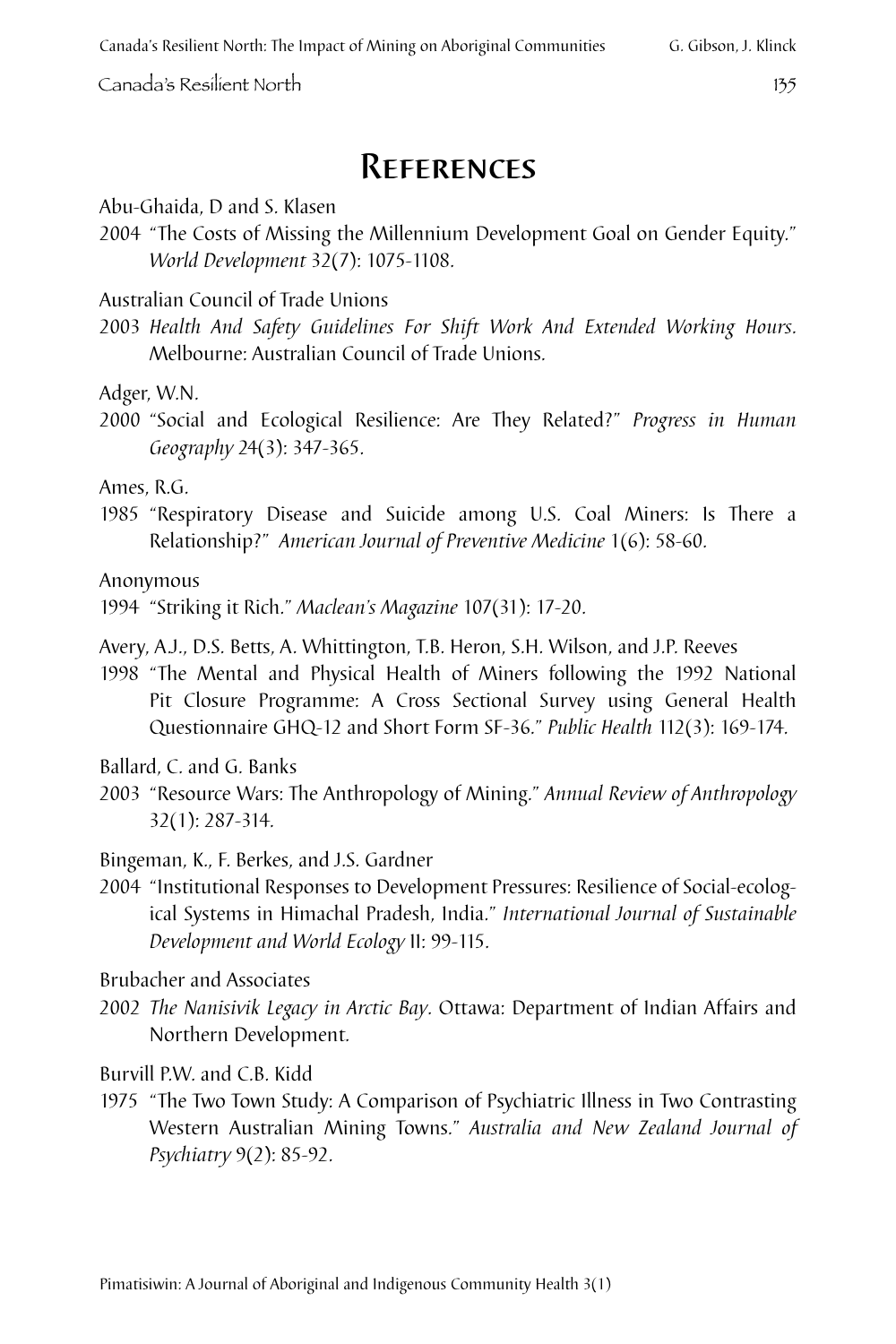# References

Abu-Ghaida, D and S. Klasen

2004 "The Costs of Missing the Millennium Development Goal on Gender Equity." *World Development* 32(7): 1075-1108.

Australian Council of Trade Unions

2003 *Health And Safety Guidelines For Shift Work And Extended Working Hours.* Melbourne: Australian Council of Trade Unions.

Adger, W.N.

2000 "Social and Ecological Resilience: Are They Related?" *Progress in Human Geography* 24(3): 347-365.

Ames, R.G.

1985 "Respiratory Disease and Suicide among U.S. Coal Miners: Is There a Relationship?" *American Journal of Preventive Medicine* 1(6): 58-60.

Anonymous

1994 "Striking it Rich." *Maclean's Magazine* 107(31): 17-20.

Avery, A.J., D.S. Betts, A. Whittington, T.B. Heron, S.H. Wilson, and J.P. Reeves

1998 "The Mental and Physical Health of Miners following the 1992 National Pit Closure Programme: A Cross Sectional Survey using General Health Questionnaire GHQ-12 and Short Form SF-36." *Public Health* 112(3): 169-174.

Ballard, C. and G. Banks

2003 "Resource Wars: The Anthropology of Mining." *Annual Review of Anthropology* 32(1): 287-314.

Bingeman, K., F. Berkes, and J.S. Gardner

2004 "Institutional Responses to Development Pressures: Resilience of Social-ecological Systems in Himachal Pradesh, India." *International Journal of Sustainable Development and World Ecology* II: 99-115.

Brubacher and Associates

2002 *The Nanisivik Legacy in Arctic Bay.* Ottawa: Department of Indian Affairs and Northern Development.

Burvill P.W. and C.B. Kidd

1975 "The Two Town Study: A Comparison of Psychiatric Illness in Two Contrasting Western Australian Mining Towns." *Australia and New Zealand Journal of Psychiatry* 9(2): 85-92.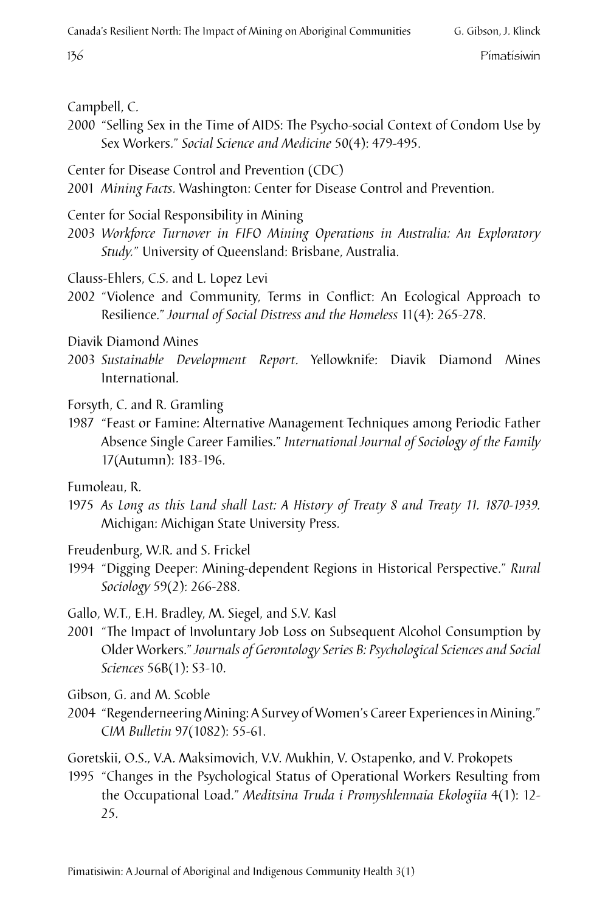Campbell, C.
2000 "Selling Sex in the Time of AIDS: The Psycho-social Context of Condom Use by Sex Workers." *Social Science and Medicine* 50(4): 479-495.

Center for Disease Control and Prevention (CDC)
2001 *Mining Facts.* Washington: Center for Disease Control and Prevention.

Center for Social Responsibility in Mining
2003 *Workforce Turnover in FIFO Mining Operations in Australia: An Exploratory Study."* University of Queensland: Brisbane, Australia.

Clauss-Ehlers, C.S. and L. Lopez Levi
2002 "Violence and Community, Terms in Conflict: An Ecological Approach to Resilience." *Journal of Social Distress and the Homeless* 11(4): 265-278.

Diavik Diamond Mines
2003 *Sustainable Development Report.* Yellowknife: Diavik Diamond Mines International.

Forsyth, C. and R. Gramling
1987 "Feast or Famine: Alternative Management Techniques among Periodic Father Absence Single Career Families." *International Journal of Sociology of the Family* 17(Autumn): 183-196.

Fumoleau, R.
1975 *As Long as this Land shall Last: A History of Treaty 8 and Treaty 11. 1870-1939.* Michigan: Michigan State University Press.

Freudenburg, W.R. and S. Frickel
1994 "Digging Deeper: Mining-dependent Regions in Historical Perspective." *Rural Sociology* 59(2): 266-288.

Gallo, W.T., E.H. Bradley, M. Siegel, and S.V. Kasl
2001 "The Impact of Involuntary Job Loss on Subsequent Alcohol Consumption by Older Workers." *Journals of Gerontology Series B: Psychological Sciences and Social Sciences* 56B(1): S3-10.

Gibson, G. and M. Scoble
2004 "Regenderneering Mining: A Survey of Women's Career Experiences in Mining." *CIM Bulletin* 97(1082): 55-61.

Goretskii, O.S., V.A. Maksimovich, V.V. Mukhin, V. Ostapenko, and V. Prokopets
1995 "Changes in the Psychological Status of Operational Workers Resulting from the Occupational Load." *Meditsina Truda i Promyshlennaia Ekologiia* 4(1): 12-25.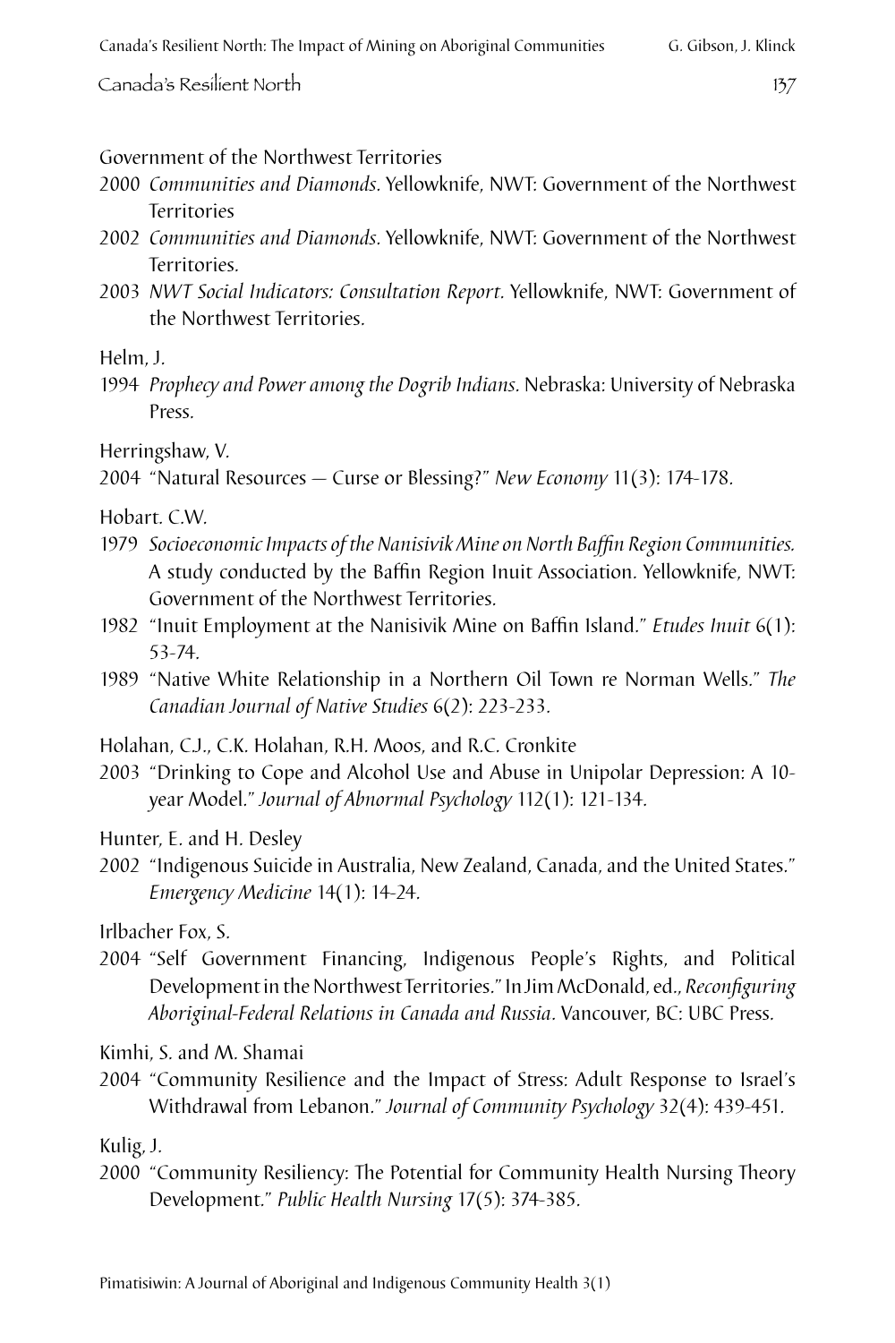Government of the Northwest Territories

2000 *Communities and Diamonds.* Yellowknife, NWT: Government of the Northwest Territories

2002 *Communities and Diamonds.* Yellowknife, NWT: Government of the Northwest Territories.

2003 *NWT Social Indicators: Consultation Report.* Yellowknife, NWT: Government of the Northwest Territories.

Helm, J.

1994 *Prophecy and Power among the Dogrib Indians.* Nebraska: University of Nebraska Press.

Herringshaw, V.

2004 "Natural Resources — Curse or Blessing?" *New Economy* 11(3): 174-178.

Hobart. C.W.

1979 *Socioeconomic Impacts of the Nanisivik Mine on North Baffin Region Communities.* A study conducted by the Baffin Region Inuit Association. Yellowknife, NWT: Government of the Northwest Territories.

1982 "Inuit Employment at the Nanisivik Mine on Baffin Island." *Etudes Inuit* 6(1): 53-74.

1989 "Native White Relationship in a Northern Oil Town re Norman Wells." *The Canadian Journal of Native Studies* 6(2): 223-233.

Holahan, C.J., C.K. Holahan, R.H. Moos, and R.C. Cronkite

2003 "Drinking to Cope and Alcohol Use and Abuse in Unipolar Depression: A 10-year Model." *Journal of Abnormal Psychology* 112(1): 121-134.

Hunter, E. and H. Desley

2002 "Indigenous Suicide in Australia, New Zealand, Canada, and the United States." *Emergency Medicine* 14(1): 14-24.

Irlbacher Fox, S.

2004 "Self Government Financing, Indigenous People's Rights, and Political Development in the Northwest Territories." In Jim McDonald, ed., *Reconfiguring Aboriginal-Federal Relations in Canada and Russia.* Vancouver, BC: UBC Press.

Kimhi, S. and M. Shamai

2004 "Community Resilience and the Impact of Stress: Adult Response to Israel's Withdrawal from Lebanon." *Journal of Community Psychology* 32(4): 439-451.

Kulig, J.

2000 "Community Resiliency: The Potential for Community Health Nursing Theory Development." *Public Health Nursing* 17(5): 374-385.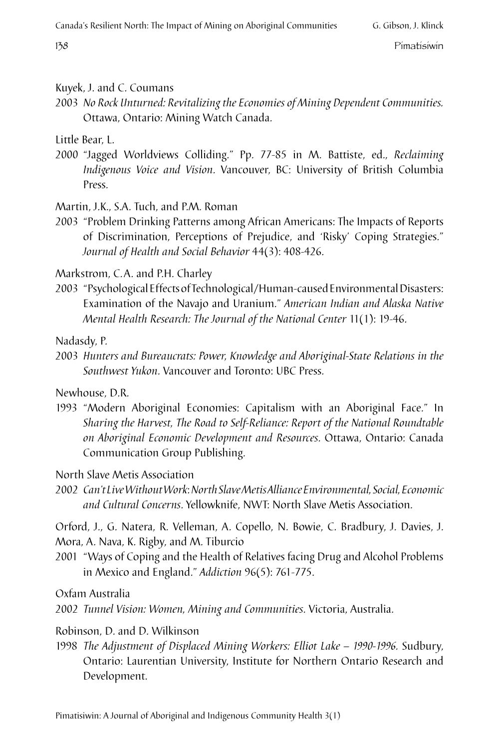Kuyek, J. and C. Coumans

2003 *No Rock Unturned: Revitalizing the Economies of Mining Dependent Communities.* Ottawa, Ontario: Mining Watch Canada.

Little Bear, L.

2000 "Jagged Worldviews Colliding." Pp. 77-85 in M. Battiste, ed., *Reclaiming Indigenous Voice and Vision.* Vancouver, BC: University of British Columbia Press.

Martin, J.K., S.A. Tuch, and P.M. Roman

2003 "Problem Drinking Patterns among African Americans: The Impacts of Reports of Discrimination, Perceptions of Prejudice, and 'Risky' Coping Strategies." *Journal of Health and Social Behavior* 44(3): 408-426.

Markstrom, C.A. and P.H. Charley

2003 "Psychological Effects of Technological/Human-caused Environmental Disasters: Examination of the Navajo and Uranium." *American Indian and Alaska Native Mental Health Research: The Journal of the National Center* 11(1): 19-46.

Nadasdy, P.

2003 *Hunters and Bureaucrats: Power, Knowledge and Aboriginal-State Relations in the Southwest Yukon.* Vancouver and Toronto: UBC Press.

Newhouse, D.R.

1993 "Modern Aboriginal Economies: Capitalism with an Aboriginal Face." In *Sharing the Harvest, The Road to Self-Reliance: Report of the National Roundtable on Aboriginal Economic Development and Resources.* Ottawa, Ontario: Canada Communication Group Publishing.

North Slave Metis Association

2002 *Can't Live Without Work: North Slave Metis Alliance Environmental, Social, Economic and Cultural Concerns.* Yellowknife, NWT: North Slave Metis Association.

Orford, J., G. Natera, R. Velleman, A. Copello, N. Bowie, C. Bradbury, J. Davies, J. Mora, A. Nava, K. Rigby, and M. Tiburcio

2001 "Ways of Coping and the Health of Relatives facing Drug and Alcohol Problems in Mexico and England." *Addiction* 96(5): 761-775.

Oxfam Australia

2002 *Tunnel Vision: Women, Mining and Communities.* Victoria, Australia.

Robinson, D. and D. Wilkinson

1998 *The Adjustment of Displaced Mining Workers: Elliot Lake – 1990-1996.* Sudbury, Ontario: Laurentian University, Institute for Northern Ontario Research and Development.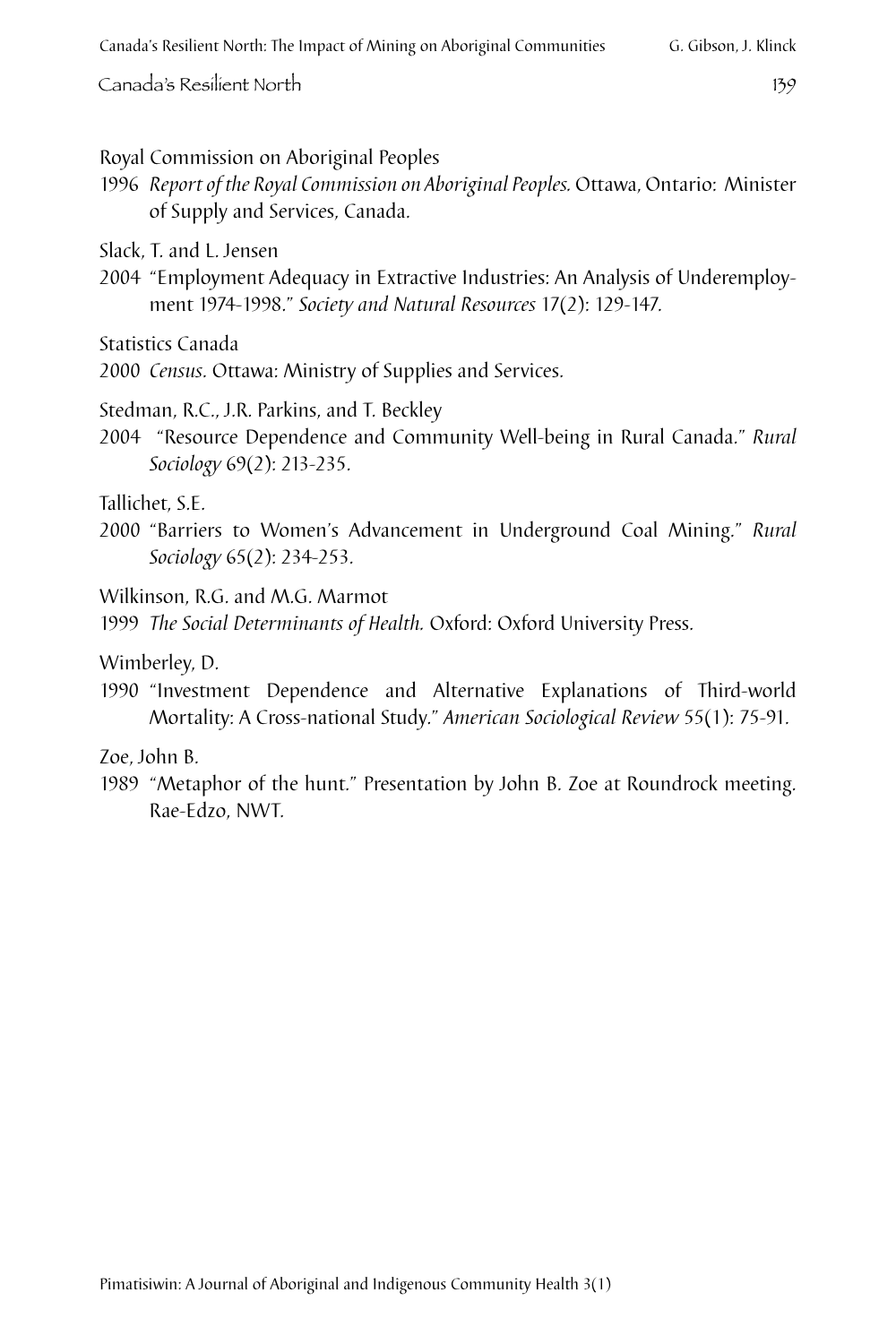Royal Commission on Aboriginal Peoples

1996 *Report of the Royal Commission on Aboriginal Peoples.* Ottawa, Ontario: Minister of Supply and Services, Canada.

Slack, T. and L. Jensen

2004 "Employment Adequacy in Extractive Industries: An Analysis of Underemployment 1974-1998." *Society and Natural Resources* 17(2): 129-147.

Statistics Canada

2000 *Census*. Ottawa: Ministry of Supplies and Services.

Stedman, R.C., J.R. Parkins, and T. Beckley

2004 "Resource Dependence and Community Well-being in Rural Canada." *Rural Sociology* 69(2): 213-235.

Tallichet, S.E.

2000 "Barriers to Women's Advancement in Underground Coal Mining." *Rural Sociology* 65(2): 234-253.

Wilkinson, R.G. and M.G. Marmot

1999 *The Social Determinants of Health.* Oxford: Oxford University Press.

Wimberley, D.

1990 "Investment Dependence and Alternative Explanations of Third-world Mortality: A Cross-national Study." *American Sociological Review* 55(1): 75-91.

Zoe, John B.

1989 "Metaphor of the hunt." Presentation by John B. Zoe at Roundrock meeting. Rae-Edzo, NWT.